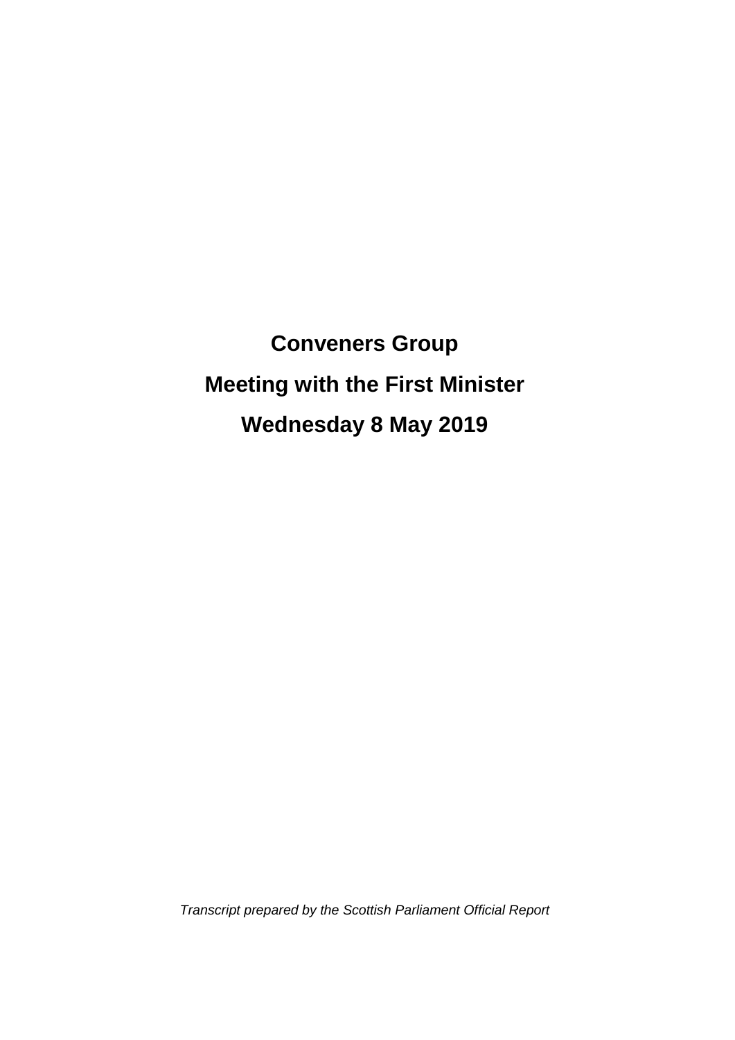# Conveners Group

# Meeting with the First Minister

# Wednesday 8 May 2019

*Transcript prepared by the Scottish Parliament Official Report*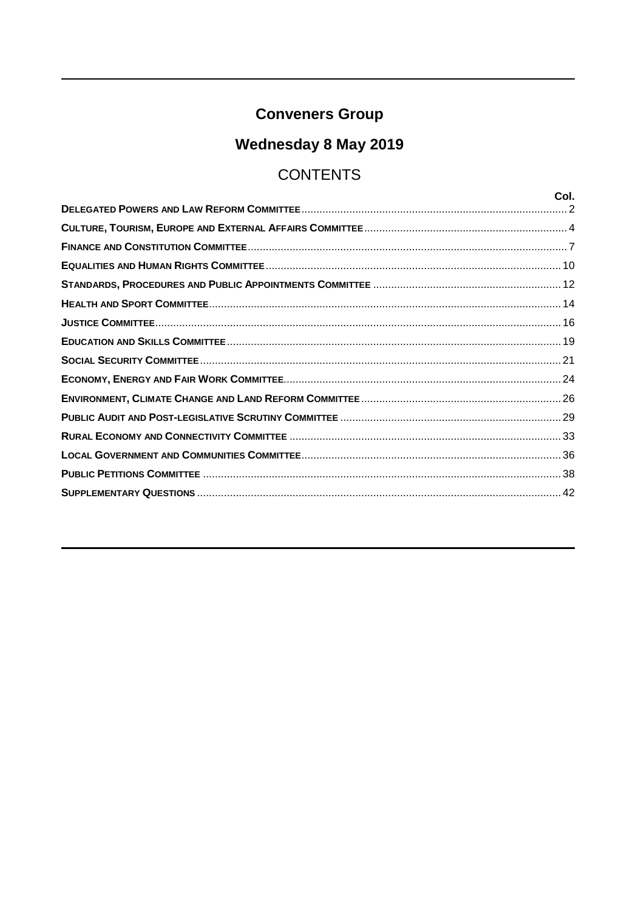# Conveners Group

## Wednesday 8 May 2019

## CONTENTS

| | Col. |
|---|---|
| **DELEGATED POWERS AND LAW REFORM COMMITTEE** | 2 |
| **CULTURE, TOURISM, EUROPE AND EXTERNAL AFFAIRS COMMITTEE** | 4 |
| **FINANCE AND CONSTITUTION COMMITTEE** | 7 |
| **EQUALITIES AND HUMAN RIGHTS COMMITTEE** | 10 |
| **STANDARDS, PROCEDURES AND PUBLIC APPOINTMENTS COMMITTEE** | 12 |
| **HEALTH AND SPORT COMMITTEE** | 14 |
| **JUSTICE COMMITTEE** | 16 |
| **EDUCATION AND SKILLS COMMITTEE** | 19 |
| **SOCIAL SECURITY COMMITTEE** | 21 |
| **ECONOMY, ENERGY AND FAIR WORK COMMITTEE** | 24 |
| **ENVIRONMENT, CLIMATE CHANGE AND LAND REFORM COMMITTEE** | 26 |
| **PUBLIC AUDIT AND POST-LEGISLATIVE SCRUTINY COMMITTEE** | 29 |
| **RURAL ECONOMY AND CONNECTIVITY COMMITTEE** | 33 |
| **LOCAL GOVERNMENT AND COMMUNITIES COMMITTEE** | 36 |
| **PUBLIC PETITIONS COMMITTEE** | 38 |
| **SUPPLEMENTARY QUESTIONS** | 42 |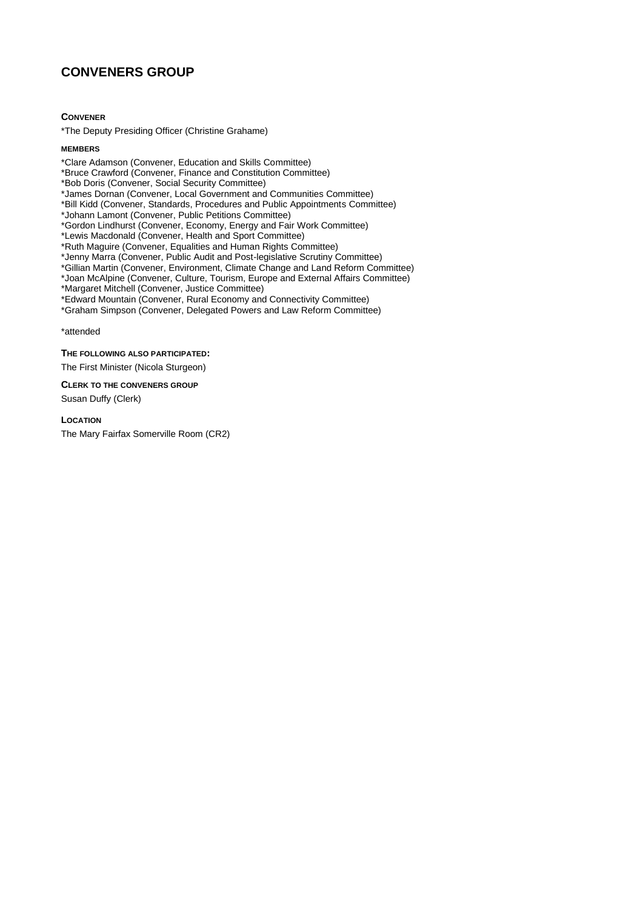# CONVENERS GROUP

**CONVENER**

*The Deputy Presiding Officer (Christine Grahame)

**MEMBERS**

*Clare Adamson (Convener, Education and Skills Committee)
*Bruce Crawford (Convener, Finance and Constitution Committee)
*Bob Doris (Convener, Social Security Committee)
*James Dornan (Convener, Local Government and Communities Committee)
*Bill Kidd (Convener, Standards, Procedures and Public Appointments Committee)
*Johann Lamont (Convener, Public Petitions Committee)
*Gordon Lindhurst (Convener, Economy, Energy and Fair Work Committee)
*Lewis Macdonald (Convener, Health and Sport Committee)
*Ruth Maguire (Convener, Equalities and Human Rights Committee)
*Jenny Marra (Convener, Public Audit and Post-legislative Scrutiny Committee)
*Gillian Martin (Convener, Environment, Climate Change and Land Reform Committee)
*Joan McAlpine (Convener, Culture, Tourism, Europe and External Affairs Committee)
*Margaret Mitchell (Convener, Justice Committee)
*Edward Mountain (Convener, Rural Economy and Connectivity Committee)
*Graham Simpson (Convener, Delegated Powers and Law Reform Committee)

*attended

**THE FOLLOWING ALSO PARTICIPATED:**

The First Minister (Nicola Sturgeon)

**CLERK TO THE CONVENERS GROUP**

Susan Duffy (Clerk)

**LOCATION**

The Mary Fairfax Somerville Room (CR2)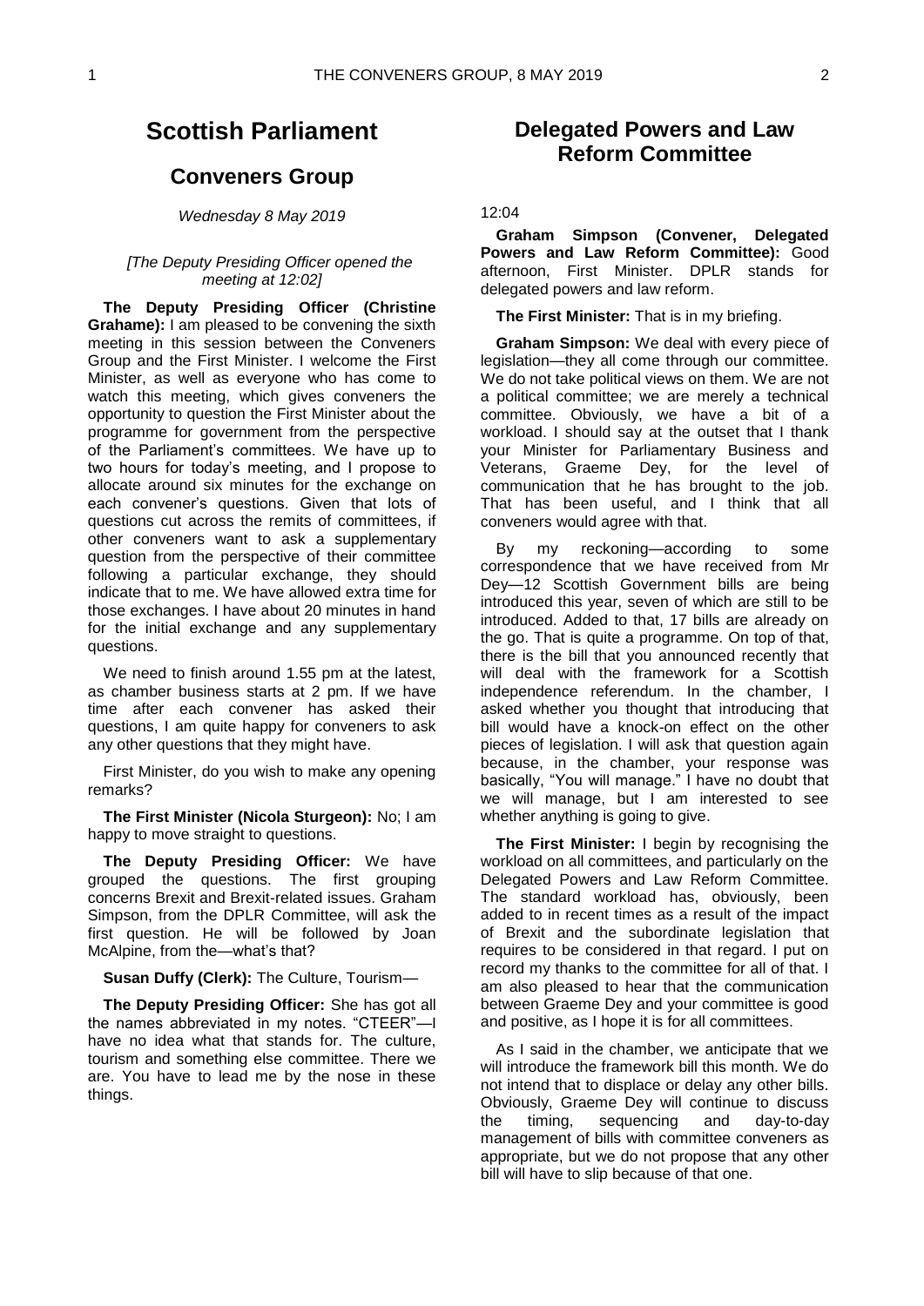# Scottish Parliament

## Conveners Group

*Wednesday 8 May 2019*

*[The Deputy Presiding Officer opened the meeting at 12:02]*

**The Deputy Presiding Officer (Christine Grahame):** I am pleased to be convening the sixth meeting in this session between the Conveners Group and the First Minister. I welcome the First Minister, as well as everyone who has come to watch this meeting, which gives conveners the opportunity to question the First Minister about the programme for government from the perspective of the Parliament's committees. We have up to two hours for today's meeting, and I propose to allocate around six minutes for the exchange on each convener's questions. Given that lots of questions cut across the remits of committees, if other conveners want to ask a supplementary question from the perspective of their committee following a particular exchange, they should indicate that to me. We have allowed extra time for those exchanges. I have about 20 minutes in hand for the initial exchange and any supplementary questions.

We need to finish around 1.55 pm at the latest, as chamber business starts at 2 pm. If we have time after each convener has asked their questions, I am quite happy for conveners to ask any other questions that they might have.

First Minister, do you wish to make any opening remarks?

**The First Minister (Nicola Sturgeon):** No; I am happy to move straight to questions.

**The Deputy Presiding Officer:** We have grouped the questions. The first grouping concerns Brexit and Brexit-related issues. Graham Simpson, from the DPLR Committee, will ask the first question. He will be followed by Joan McAlpine, from the—what's that?

**Susan Duffy (Clerk):** The Culture, Tourism—

**The Deputy Presiding Officer:** She has got all the names abbreviated in my notes. "CTEER"—I have no idea what that stands for. The culture, tourism and something else committee. There we are. You have to lead me by the nose in these things.

## Delegated Powers and Law Reform Committee

12:04

**Graham Simpson (Convener, Delegated Powers and Law Reform Committee):** Good afternoon, First Minister. DPLR stands for delegated powers and law reform.

**The First Minister:** That is in my briefing.

**Graham Simpson:** We deal with every piece of legislation—they all come through our committee. We do not take political views on them. We are not a political committee; we are merely a technical committee. Obviously, we have a bit of a workload. I should say at the outset that I thank your Minister for Parliamentary Business and Veterans, Graeme Dey, for the level of communication that he has brought to the job. That has been useful, and I think that all conveners would agree with that.

By my reckoning—according to some correspondence that we have received from Mr Dey—12 Scottish Government bills are being introduced this year, seven of which are still to be introduced. Added to that, 17 bills are already on the go. That is quite a programme. On top of that, there is the bill that you announced recently that will deal with the framework for a Scottish independence referendum. In the chamber, I asked whether you thought that introducing that bill would have a knock-on effect on the other pieces of legislation. I will ask that question again because, in the chamber, your response was basically, "You will manage." I have no doubt that we will manage, but I am interested to see whether anything is going to give.

**The First Minister:** I begin by recognising the workload on all committees, and particularly on the Delegated Powers and Law Reform Committee. The standard workload has, obviously, been added to in recent times as a result of the impact of Brexit and the subordinate legislation that requires to be considered in that regard. I put on record my thanks to the committee for all of that. I am also pleased to hear that the communication between Graeme Dey and your committee is good and positive, as I hope it is for all committees.

As I said in the chamber, we anticipate that we will introduce the framework bill this month. We do not intend that to displace or delay any other bills. Obviously, Graeme Dey will continue to discuss the timing, sequencing and day-to-day management of bills with committee conveners as appropriate, but we do not propose that any other bill will have to slip because of that one.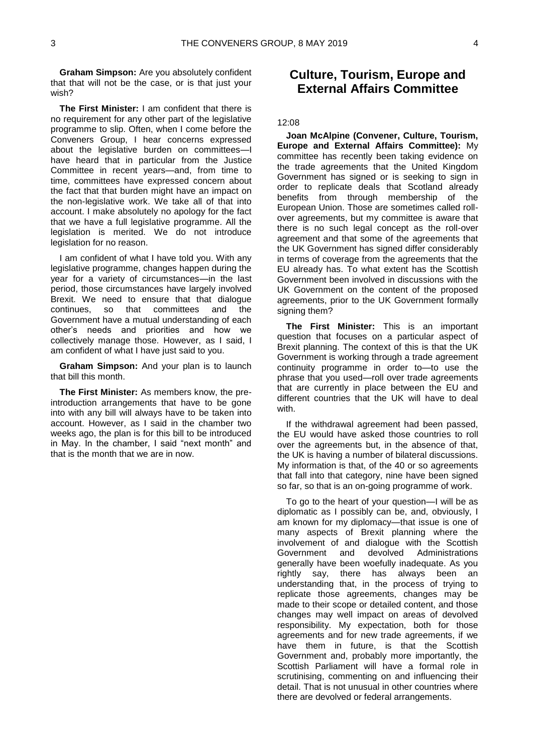**Graham Simpson:** Are you absolutely confident that that will not be the case, or is that just your wish?

**The First Minister:** I am confident that there is no requirement for any other part of the legislative programme to slip. Often, when I come before the Conveners Group, I hear concerns expressed about the legislative burden on committees—I have heard that in particular from the Justice Committee in recent years—and, from time to time, committees have expressed concern about the fact that that burden might have an impact on the non-legislative work. We take all of that into account. I make absolutely no apology for the fact that we have a full legislative programme. All the legislation is merited. We do not introduce legislation for no reason.

I am confident of what I have told you. With any legislative programme, changes happen during the year for a variety of circumstances—in the last period, those circumstances have largely involved Brexit. We need to ensure that that dialogue continues, so that committees and the Government have a mutual understanding of each other's needs and priorities and how we collectively manage those. However, as I said, I am confident of what I have just said to you.

**Graham Simpson:** And your plan is to launch that bill this month.

**The First Minister:** As members know, the pre-introduction arrangements that have to be gone into with any bill will always have to be taken into account. However, as I said in the chamber two weeks ago, the plan is for this bill to be introduced in May. In the chamber, I said "next month" and that is the month that we are in now.

## Culture, Tourism, Europe and External Affairs Committee

12:08

**Joan McAlpine (Convener, Culture, Tourism, Europe and External Affairs Committee):** My committee has recently been taking evidence on the trade agreements that the United Kingdom Government has signed or is seeking to sign in order to replicate deals that Scotland already benefits from through membership of the European Union. Those are sometimes called roll-over agreements, but my committee is aware that there is no such legal concept as the roll-over agreement and that some of the agreements that the UK Government has signed differ considerably in terms of coverage from the agreements that the EU already has. To what extent has the Scottish Government been involved in discussions with the UK Government on the content of the proposed agreements, prior to the UK Government formally signing them?

**The First Minister:** This is an important question that focuses on a particular aspect of Brexit planning. The context of this is that the UK Government is working through a trade agreement continuity programme in order to—to use the phrase that you used—roll over trade agreements that are currently in place between the EU and different countries that the UK will have to deal with.

If the withdrawal agreement had been passed, the EU would have asked those countries to roll over the agreements but, in the absence of that, the UK is having a number of bilateral discussions. My information is that, of the 40 or so agreements that fall into that category, nine have been signed so far, so that is an on-going programme of work.

To go to the heart of your question—I will be as diplomatic as I possibly can be, and, obviously, I am known for my diplomacy—that issue is one of many aspects of Brexit planning where the involvement of and dialogue with the Scottish Government and devolved Administrations generally have been woefully inadequate. As you rightly say, there has always been an understanding that, in the process of trying to replicate those agreements, changes may be made to their scope or detailed content, and those changes may well impact on areas of devolved responsibility. My expectation, both for those agreements and for new trade agreements, if we have them in future, is that the Scottish Government and, probably more importantly, the Scottish Parliament will have a formal role in scrutinising, commenting on and influencing their detail. That is not unusual in other countries where there are devolved or federal arrangements.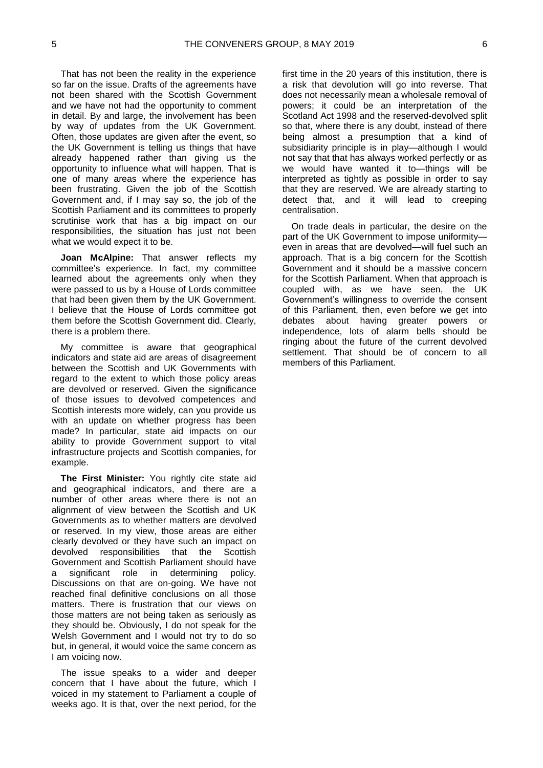That has not been the reality in the experience so far on the issue. Drafts of the agreements have not been shared with the Scottish Government and we have not had the opportunity to comment in detail. By and large, the involvement has been by way of updates from the UK Government. Often, those updates are given after the event, so the UK Government is telling us things that have already happened rather than giving us the opportunity to influence what will happen. That is one of many areas where the experience has been frustrating. Given the job of the Scottish Government and, if I may say so, the job of the Scottish Parliament and its committees to properly scrutinise work that has a big impact on our responsibilities, the situation has just not been what we would expect it to be.

**Joan McAlpine:** That answer reflects my committee's experience. In fact, my committee learned about the agreements only when they were passed to us by a House of Lords committee that had been given them by the UK Government. I believe that the House of Lords committee got them before the Scottish Government did. Clearly, there is a problem there.

My committee is aware that geographical indicators and state aid are areas of disagreement between the Scottish and UK Governments with regard to the extent to which those policy areas are devolved or reserved. Given the significance of those issues to devolved competences and Scottish interests more widely, can you provide us with an update on whether progress has been made? In particular, state aid impacts on our ability to provide Government support to vital infrastructure projects and Scottish companies, for example.

**The First Minister:** You rightly cite state aid and geographical indicators, and there are a number of other areas where there is not an alignment of view between the Scottish and UK Governments as to whether matters are devolved or reserved. In my view, those areas are either clearly devolved or they have such an impact on devolved responsibilities that the Scottish Government and Scottish Parliament should have a significant role in determining policy. Discussions on that are on-going. We have not reached final definitive conclusions on all those matters. There is frustration that our views on those matters are not being taken as seriously as they should be. Obviously, I do not speak for the Welsh Government and I would not try to do so but, in general, it would voice the same concern as I am voicing now.

The issue speaks to a wider and deeper concern that I have about the future, which I voiced in my statement to Parliament a couple of weeks ago. It is that, over the next period, for the first time in the 20 years of this institution, there is a risk that devolution will go into reverse. That does not necessarily mean a wholesale removal of powers; it could be an interpretation of the Scotland Act 1998 and the reserved-devolved split so that, where there is any doubt, instead of there being almost a presumption that a kind of subsidiarity principle is in play—although I would not say that that has always worked perfectly or as we would have wanted it to—things will be interpreted as tightly as possible in order to say that they are reserved. We are already starting to detect that, and it will lead to creeping centralisation.

On trade deals in particular, the desire on the part of the UK Government to impose uniformity—even in areas that are devolved—will fuel such an approach. That is a big concern for the Scottish Government and it should be a massive concern for the Scottish Parliament. When that approach is coupled with, as we have seen, the UK Government's willingness to override the consent of this Parliament, then, even before we get into debates about having greater powers or independence, lots of alarm bells should be ringing about the future of the current devolved settlement. That should be of concern to all members of this Parliament.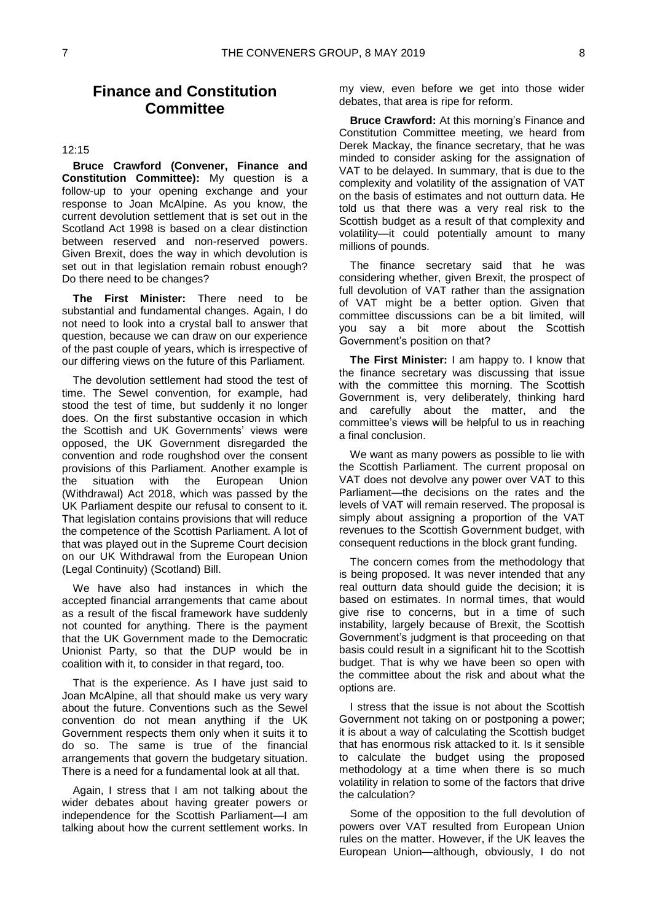## Finance and Constitution Committee

12:15

**Bruce Crawford (Convener, Finance and Constitution Committee):** My question is a follow-up to your opening exchange and your response to Joan McAlpine. As you know, the current devolution settlement that is set out in the Scotland Act 1998 is based on a clear distinction between reserved and non-reserved powers. Given Brexit, does the way in which devolution is set out in that legislation remain robust enough? Do there need to be changes?

**The First Minister:** There need to be substantial and fundamental changes. Again, I do not need to look into a crystal ball to answer that question, because we can draw on our experience of the past couple of years, which is irrespective of our differing views on the future of this Parliament.

The devolution settlement had stood the test of time. The Sewel convention, for example, had stood the test of time, but suddenly it no longer does. On the first substantive occasion in which the Scottish and UK Governments' views were opposed, the UK Government disregarded the convention and rode roughshod over the consent provisions of this Parliament. Another example is the situation with the European Union (Withdrawal) Act 2018, which was passed by the UK Parliament despite our refusal to consent to it. That legislation contains provisions that will reduce the competence of the Scottish Parliament. A lot of that was played out in the Supreme Court decision on our UK Withdrawal from the European Union (Legal Continuity) (Scotland) Bill.

We have also had instances in which the accepted financial arrangements that came about as a result of the fiscal framework have suddenly not counted for anything. There is the payment that the UK Government made to the Democratic Unionist Party, so that the DUP would be in coalition with it, to consider in that regard, too.

That is the experience. As I have just said to Joan McAlpine, all that should make us very wary about the future. Conventions such as the Sewel convention do not mean anything if the UK Government respects them only when it suits it to do so. The same is true of the financial arrangements that govern the budgetary situation. There is a need for a fundamental look at all that.

Again, I stress that I am not talking about the wider debates about having greater powers or independence for the Scottish Parliament—I am talking about how the current settlement works. In my view, even before we get into those wider debates, that area is ripe for reform.

**Bruce Crawford:** At this morning's Finance and Constitution Committee meeting, we heard from Derek Mackay, the finance secretary, that he was minded to consider asking for the assignation of VAT to be delayed. In summary, that is due to the complexity and volatility of the assignation of VAT on the basis of estimates and not outturn data. He told us that there was a very real risk to the Scottish budget as a result of that complexity and volatility—it could potentially amount to many millions of pounds.

The finance secretary said that he was considering whether, given Brexit, the prospect of full devolution of VAT rather than the assignation of VAT might be a better option. Given that committee discussions can be a bit limited, will you say a bit more about the Scottish Government's position on that?

**The First Minister:** I am happy to. I know that the finance secretary was discussing that issue with the committee this morning. The Scottish Government is, very deliberately, thinking hard and carefully about the matter, and the committee's views will be helpful to us in reaching a final conclusion.

We want as many powers as possible to lie with the Scottish Parliament. The current proposal on VAT does not devolve any power over VAT to this Parliament—the decisions on the rates and the levels of VAT will remain reserved. The proposal is simply about assigning a proportion of the VAT revenues to the Scottish Government budget, with consequent reductions in the block grant funding.

The concern comes from the methodology that is being proposed. It was never intended that any real outturn data should guide the decision; it is based on estimates. In normal times, that would give rise to concerns, but in a time of such instability, largely because of Brexit, the Scottish Government's judgment is that proceeding on that basis could result in a significant hit to the Scottish budget. That is why we have been so open with the committee about the risk and about what the options are.

I stress that the issue is not about the Scottish Government not taking on or postponing a power; it is about a way of calculating the Scottish budget that has enormous risk attached to it. Is it sensible to calculate the budget using the proposed methodology at a time when there is so much volatility in relation to some of the factors that drive the calculation?

Some of the opposition to the full devolution of powers over VAT resulted from European Union rules on the matter. However, if the UK leaves the European Union—although, obviously, I do not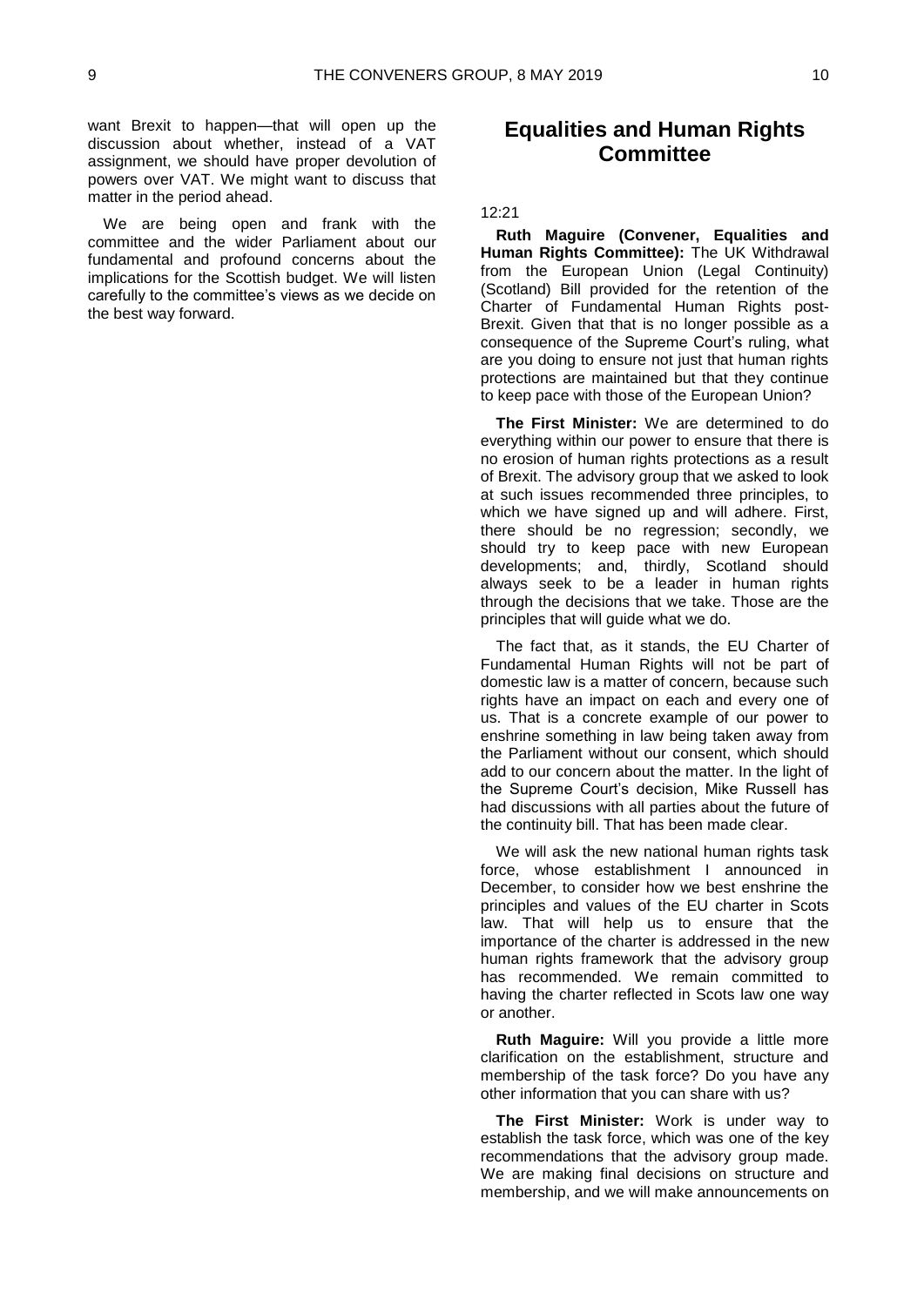want Brexit to happen—that will open up the discussion about whether, instead of a VAT assignment, we should have proper devolution of powers over VAT. We might want to discuss that matter in the period ahead.

We are being open and frank with the committee and the wider Parliament about our fundamental and profound concerns about the implications for the Scottish budget. We will listen carefully to the committee's views as we decide on the best way forward.

## Equalities and Human Rights Committee

12:21

**Ruth Maguire (Convener, Equalities and Human Rights Committee):** The UK Withdrawal from the European Union (Legal Continuity) (Scotland) Bill provided for the retention of the Charter of Fundamental Human Rights post-Brexit. Given that that is no longer possible as a consequence of the Supreme Court's ruling, what are you doing to ensure not just that human rights protections are maintained but that they continue to keep pace with those of the European Union?

**The First Minister:** We are determined to do everything within our power to ensure that there is no erosion of human rights protections as a result of Brexit. The advisory group that we asked to look at such issues recommended three principles, to which we have signed up and will adhere. First, there should be no regression; secondly, we should try to keep pace with new European developments; and, thirdly, Scotland should always seek to be a leader in human rights through the decisions that we take. Those are the principles that will guide what we do.

The fact that, as it stands, the EU Charter of Fundamental Human Rights will not be part of domestic law is a matter of concern, because such rights have an impact on each and every one of us. That is a concrete example of our power to enshrine something in law being taken away from the Parliament without our consent, which should add to our concern about the matter. In the light of the Supreme Court's decision, Mike Russell has had discussions with all parties about the future of the continuity bill. That has been made clear.

We will ask the new national human rights task force, whose establishment I announced in December, to consider how we best enshrine the principles and values of the EU charter in Scots law. That will help us to ensure that the importance of the charter is addressed in the new human rights framework that the advisory group has recommended. We remain committed to having the charter reflected in Scots law one way or another.

**Ruth Maguire:** Will you provide a little more clarification on the establishment, structure and membership of the task force? Do you have any other information that you can share with us?

**The First Minister:** Work is under way to establish the task force, which was one of the key recommendations that the advisory group made. We are making final decisions on structure and membership, and we will make announcements on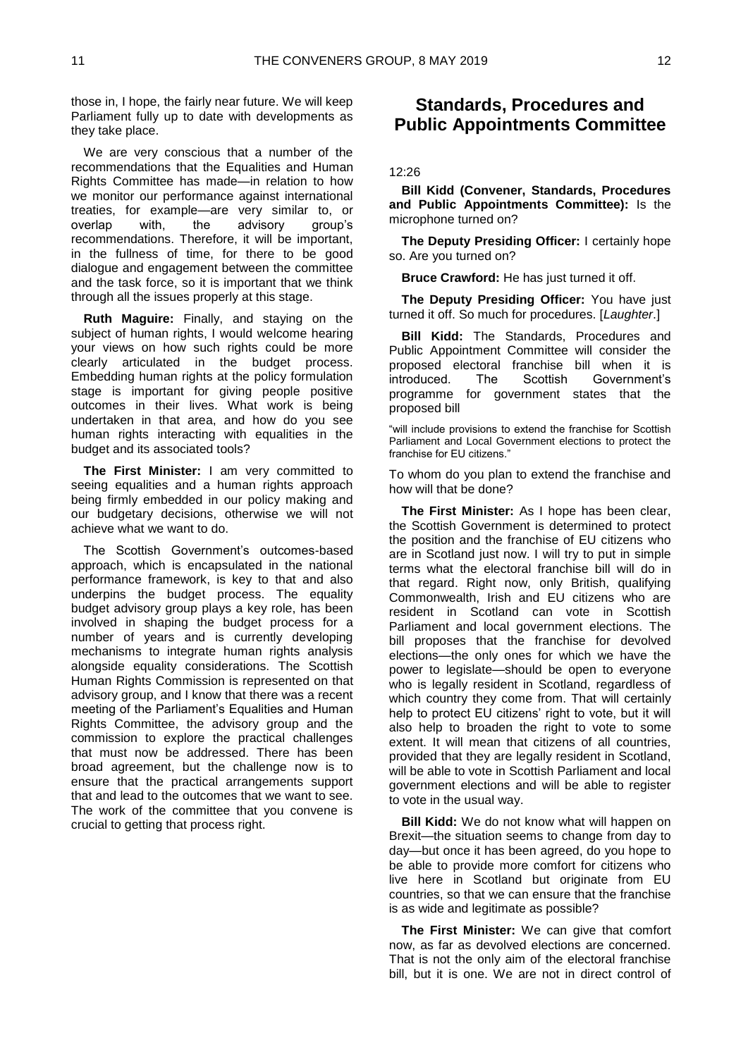those in, I hope, the fairly near future. We will keep Parliament fully up to date with developments as they take place.

We are very conscious that a number of the recommendations that the Equalities and Human Rights Committee has made—in relation to how we monitor our performance against international treaties, for example—are very similar to, or overlap with, the advisory group's recommendations. Therefore, it will be important, in the fullness of time, for there to be good dialogue and engagement between the committee and the task force, so it is important that we think through all the issues properly at this stage.

**Ruth Maguire:** Finally, and staying on the subject of human rights, I would welcome hearing your views on how such rights could be more clearly articulated in the budget process. Embedding human rights at the policy formulation stage is important for giving people positive outcomes in their lives. What work is being undertaken in that area, and how do you see human rights interacting with equalities in the budget and its associated tools?

**The First Minister:** I am very committed to seeing equalities and a human rights approach being firmly embedded in our policy making and our budgetary decisions, otherwise we will not achieve what we want to do.

The Scottish Government's outcomes-based approach, which is encapsulated in the national performance framework, is key to that and also underpins the budget process. The equality budget advisory group plays a key role, has been involved in shaping the budget process for a number of years and is currently developing mechanisms to integrate human rights analysis alongside equality considerations. The Scottish Human Rights Commission is represented on that advisory group, and I know that there was a recent meeting of the Parliament's Equalities and Human Rights Committee, the advisory group and the commission to explore the practical challenges that must now be addressed. There has been broad agreement, but the challenge now is to ensure that the practical arrangements support that and lead to the outcomes that we want to see. The work of the committee that you convene is crucial to getting that process right.

# Standards, Procedures and Public Appointments Committee

12:26

**Bill Kidd (Convener, Standards, Procedures and Public Appointments Committee):** Is the microphone turned on?

**The Deputy Presiding Officer:** I certainly hope so. Are you turned on?

**Bruce Crawford:** He has just turned it off.

**The Deputy Presiding Officer:** You have just turned it off. So much for procedures. [*Laughter*.]

**Bill Kidd:** The Standards, Procedures and Public Appointment Committee will consider the proposed electoral franchise bill when it is introduced. The Scottish Government's programme for government states that the proposed bill

"will include provisions to extend the franchise for Scottish Parliament and Local Government elections to protect the franchise for EU citizens."

To whom do you plan to extend the franchise and how will that be done?

**The First Minister:** As I hope has been clear, the Scottish Government is determined to protect the position and the franchise of EU citizens who are in Scotland just now. I will try to put in simple terms what the electoral franchise bill will do in that regard. Right now, only British, qualifying Commonwealth, Irish and EU citizens who are resident in Scotland can vote in Scottish Parliament and local government elections. The bill proposes that the franchise for devolved elections—the only ones for which we have the power to legislate—should be open to everyone who is legally resident in Scotland, regardless of which country they come from. That will certainly help to protect EU citizens' right to vote, but it will also help to broaden the right to vote to some extent. It will mean that citizens of all countries, provided that they are legally resident in Scotland, will be able to vote in Scottish Parliament and local government elections and will be able to register to vote in the usual way.

**Bill Kidd:** We do not know what will happen on Brexit—the situation seems to change from day to day—but once it has been agreed, do you hope to be able to provide more comfort for citizens who live here in Scotland but originate from EU countries, so that we can ensure that the franchise is as wide and legitimate as possible?

**The First Minister:** We can give that comfort now, as far as devolved elections are concerned. That is not the only aim of the electoral franchise bill, but it is one. We are not in direct control of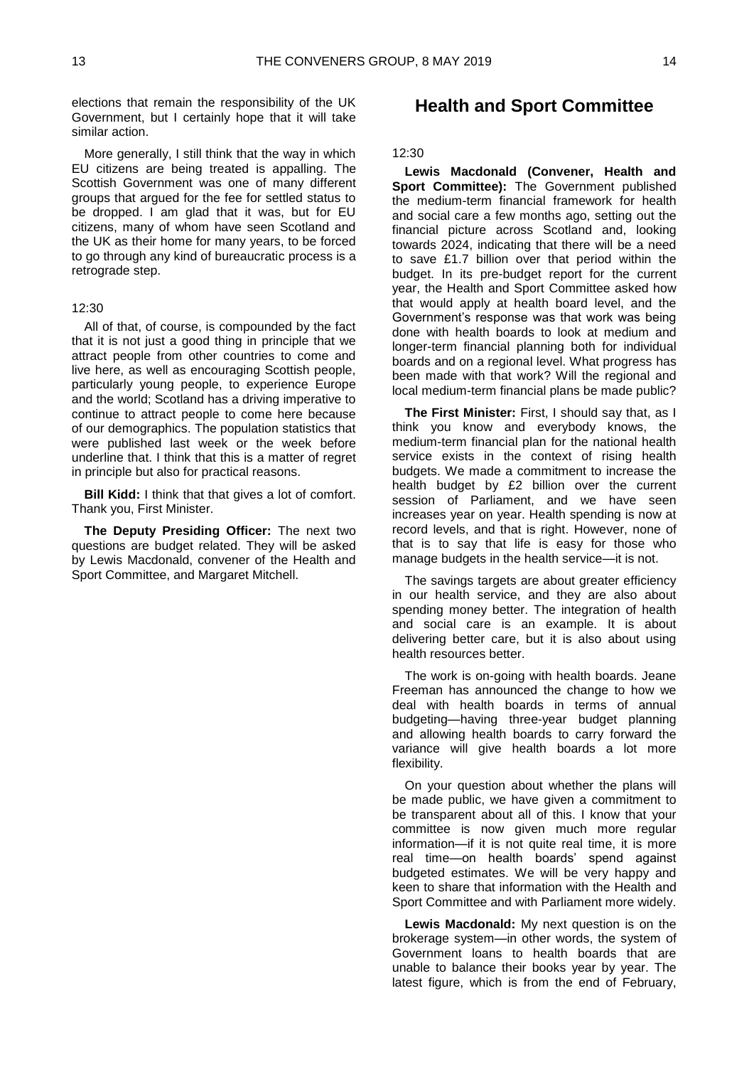elections that remain the responsibility of the UK Government, but I certainly hope that it will take similar action.

More generally, I still think that the way in which EU citizens are being treated is appalling. The Scottish Government was one of many different groups that argued for the fee for settled status to be dropped. I am glad that it was, but for EU citizens, many of whom have seen Scotland and the UK as their home for many years, to be forced to go through any kind of bureaucratic process is a retrograde step.

12:30

All of that, of course, is compounded by the fact that it is not just a good thing in principle that we attract people from other countries to come and live here, as well as encouraging Scottish people, particularly young people, to experience Europe and the world; Scotland has a driving imperative to continue to attract people to come here because of our demographics. The population statistics that were published last week or the week before underline that. I think that this is a matter of regret in principle but also for practical reasons.

**Bill Kidd:** I think that that gives a lot of comfort. Thank you, First Minister.

**The Deputy Presiding Officer:** The next two questions are budget related. They will be asked by Lewis Macdonald, convener of the Health and Sport Committee, and Margaret Mitchell.

## Health and Sport Committee

12:30

**Lewis Macdonald (Convener, Health and Sport Committee):** The Government published the medium-term financial framework for health and social care a few months ago, setting out the financial picture across Scotland and, looking towards 2024, indicating that there will be a need to save £1.7 billion over that period within the budget. In its pre-budget report for the current year, the Health and Sport Committee asked how that would apply at health board level, and the Government's response was that work was being done with health boards to look at medium and longer-term financial planning both for individual boards and on a regional level. What progress has been made with that work? Will the regional and local medium-term financial plans be made public?

**The First Minister:** First, I should say that, as I think you know and everybody knows, the medium-term financial plan for the national health service exists in the context of rising health budgets. We made a commitment to increase the health budget by £2 billion over the current session of Parliament, and we have seen increases year on year. Health spending is now at record levels, and that is right. However, none of that is to say that life is easy for those who manage budgets in the health service—it is not.

The savings targets are about greater efficiency in our health service, and they are also about spending money better. The integration of health and social care is an example. It is about delivering better care, but it is also about using health resources better.

The work is on-going with health boards. Jeane Freeman has announced the change to how we deal with health boards in terms of annual budgeting—having three-year budget planning and allowing health boards to carry forward the variance will give health boards a lot more flexibility.

On your question about whether the plans will be made public, we have given a commitment to be transparent about all of this. I know that your committee is now given much more regular information—if it is not quite real time, it is more real time—on health boards' spend against budgeted estimates. We will be very happy and keen to share that information with the Health and Sport Committee and with Parliament more widely.

**Lewis Macdonald:** My next question is on the brokerage system—in other words, the system of Government loans to health boards that are unable to balance their books year by year. The latest figure, which is from the end of February,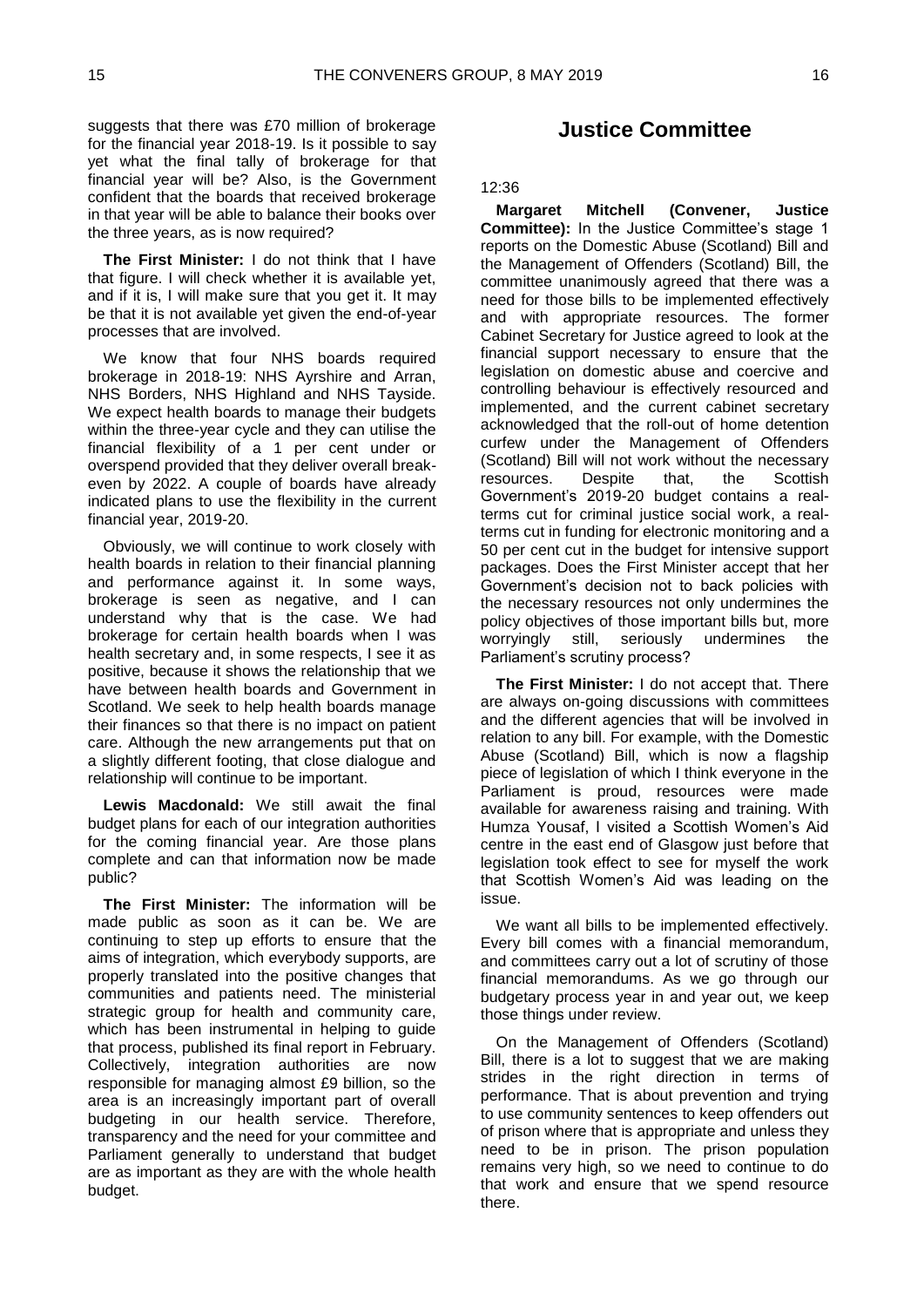suggests that there was £70 million of brokerage for the financial year 2018-19. Is it possible to say yet what the final tally of brokerage for that financial year will be? Also, is the Government confident that the boards that received brokerage in that year will be able to balance their books over the three years, as is now required?

**The First Minister:** I do not think that I have that figure. I will check whether it is available yet, and if it is, I will make sure that you get it. It may be that it is not available yet given the end-of-year processes that are involved.

We know that four NHS boards required brokerage in 2018-19: NHS Ayrshire and Arran, NHS Borders, NHS Highland and NHS Tayside. We expect health boards to manage their budgets within the three-year cycle and they can utilise the financial flexibility of a 1 per cent under or overspend provided that they deliver overall break-even by 2022. A couple of boards have already indicated plans to use the flexibility in the current financial year, 2019-20.

Obviously, we will continue to work closely with health boards in relation to their financial planning and performance against it. In some ways, brokerage is seen as negative, and I can understand why that is the case. We had brokerage for certain health boards when I was health secretary and, in some respects, I see it as positive, because it shows the relationship that we have between health boards and Government in Scotland. We seek to help health boards manage their finances so that there is no impact on patient care. Although the new arrangements put that on a slightly different footing, that close dialogue and relationship will continue to be important.

**Lewis Macdonald:** We still await the final budget plans for each of our integration authorities for the coming financial year. Are those plans complete and can that information now be made public?

**The First Minister:** The information will be made public as soon as it can be. We are continuing to step up efforts to ensure that the aims of integration, which everybody supports, are properly translated into the positive changes that communities and patients need. The ministerial strategic group for health and community care, which has been instrumental in helping to guide that process, published its final report in February. Collectively, integration authorities are now responsible for managing almost £9 billion, so the area is an increasingly important part of overall budgeting in our health service. Therefore, transparency and the need for your committee and Parliament generally to understand that budget are as important as they are with the whole health budget.

## Justice Committee

12:36

**Margaret Mitchell (Convener, Justice Committee):** In the Justice Committee's stage 1 reports on the Domestic Abuse (Scotland) Bill and the Management of Offenders (Scotland) Bill, the committee unanimously agreed that there was a need for those bills to be implemented effectively and with appropriate resources. The former Cabinet Secretary for Justice agreed to look at the financial support necessary to ensure that the legislation on domestic abuse and coercive and controlling behaviour is effectively resourced and implemented, and the current cabinet secretary acknowledged that the roll-out of home detention curfew under the Management of Offenders (Scotland) Bill will not work without the necessary resources. Despite that, the Scottish Government's 2019-20 budget contains a real-terms cut for criminal justice social work, a real-terms cut in funding for electronic monitoring and a 50 per cent cut in the budget for intensive support packages. Does the First Minister accept that her Government's decision not to back policies with the necessary resources not only undermines the policy objectives of those important bills but, more worryingly still, seriously undermines the Parliament's scrutiny process?

**The First Minister:** I do not accept that. There are always on-going discussions with committees and the different agencies that will be involved in relation to any bill. For example, with the Domestic Abuse (Scotland) Bill, which is now a flagship piece of legislation of which I think everyone in the Parliament is proud, resources were made available for awareness raising and training. With Humza Yousaf, I visited a Scottish Women's Aid centre in the east end of Glasgow just before that legislation took effect to see for myself the work that Scottish Women's Aid was leading on the issue.

We want all bills to be implemented effectively. Every bill comes with a financial memorandum, and committees carry out a lot of scrutiny of those financial memorandums. As we go through our budgetary process year in and year out, we keep those things under review.

On the Management of Offenders (Scotland) Bill, there is a lot to suggest that we are making strides in the right direction in terms of performance. That is about prevention and trying to use community sentences to keep offenders out of prison where that is appropriate and unless they need to be in prison. The prison population remains very high, so we need to continue to do that work and ensure that we spend resource there.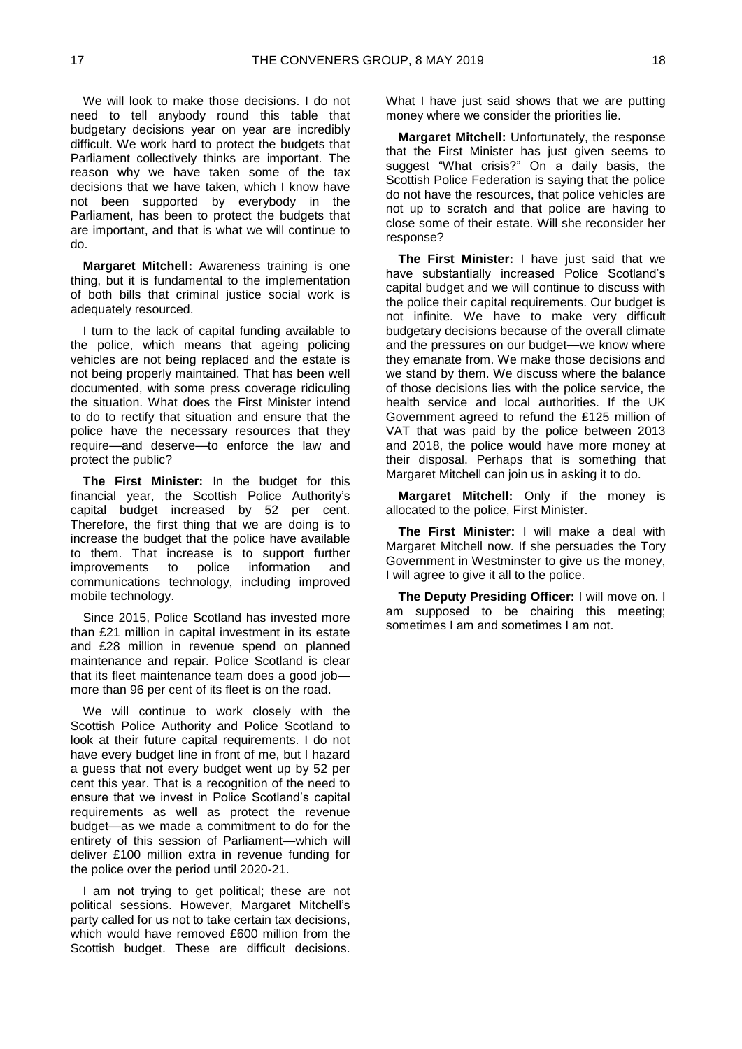We will look to make those decisions. I do not need to tell anybody round this table that budgetary decisions year on year are incredibly difficult. We work hard to protect the budgets that Parliament collectively thinks are important. The reason why we have taken some of the tax decisions that we have taken, which I know have not been supported by everybody in the Parliament, has been to protect the budgets that are important, and that is what we will continue to do.

**Margaret Mitchell:** Awareness training is one thing, but it is fundamental to the implementation of both bills that criminal justice social work is adequately resourced.

I turn to the lack of capital funding available to the police, which means that ageing policing vehicles are not being replaced and the estate is not being properly maintained. That has been well documented, with some press coverage ridiculing the situation. What does the First Minister intend to do to rectify that situation and ensure that the police have the necessary resources that they require—and deserve—to enforce the law and protect the public?

**The First Minister:** In the budget for this financial year, the Scottish Police Authority's capital budget increased by 52 per cent. Therefore, the first thing that we are doing is to increase the budget that the police have available to them. That increase is to support further improvements to police information and communications technology, including improved mobile technology.

Since 2015, Police Scotland has invested more than £21 million in capital investment in its estate and £28 million in revenue spend on planned maintenance and repair. Police Scotland is clear that its fleet maintenance team does a good job—more than 96 per cent of its fleet is on the road.

We will continue to work closely with the Scottish Police Authority and Police Scotland to look at their future capital requirements. I do not have every budget line in front of me, but I hazard a guess that not every budget went up by 52 per cent this year. That is a recognition of the need to ensure that we invest in Police Scotland's capital requirements as well as protect the revenue budget—as we made a commitment to do for the entirety of this session of Parliament—which will deliver £100 million extra in revenue funding for the police over the period until 2020-21.

I am not trying to get political; these are not political sessions. However, Margaret Mitchell's party called for us not to take certain tax decisions, which would have removed £600 million from the Scottish budget. These are difficult decisions. What I have just said shows that we are putting money where we consider the priorities lie.

**Margaret Mitchell:** Unfortunately, the response that the First Minister has just given seems to suggest "What crisis?" On a daily basis, the Scottish Police Federation is saying that the police do not have the resources, that police vehicles are not up to scratch and that police are having to close some of their estate. Will she reconsider her response?

**The First Minister:** I have just said that we have substantially increased Police Scotland's capital budget and we will continue to discuss with the police their capital requirements. Our budget is not infinite. We have to make very difficult budgetary decisions because of the overall climate and the pressures on our budget—we know where they emanate from. We make those decisions and we stand by them. We discuss where the balance of those decisions lies with the police service, the health service and local authorities. If the UK Government agreed to refund the £125 million of VAT that was paid by the police between 2013 and 2018, the police would have more money at their disposal. Perhaps that is something that Margaret Mitchell can join us in asking it to do.

**Margaret Mitchell:** Only if the money is allocated to the police, First Minister.

**The First Minister:** I will make a deal with Margaret Mitchell now. If she persuades the Tory Government in Westminster to give us the money, I will agree to give it all to the police.

**The Deputy Presiding Officer:** I will move on. I am supposed to be chairing this meeting; sometimes I am and sometimes I am not.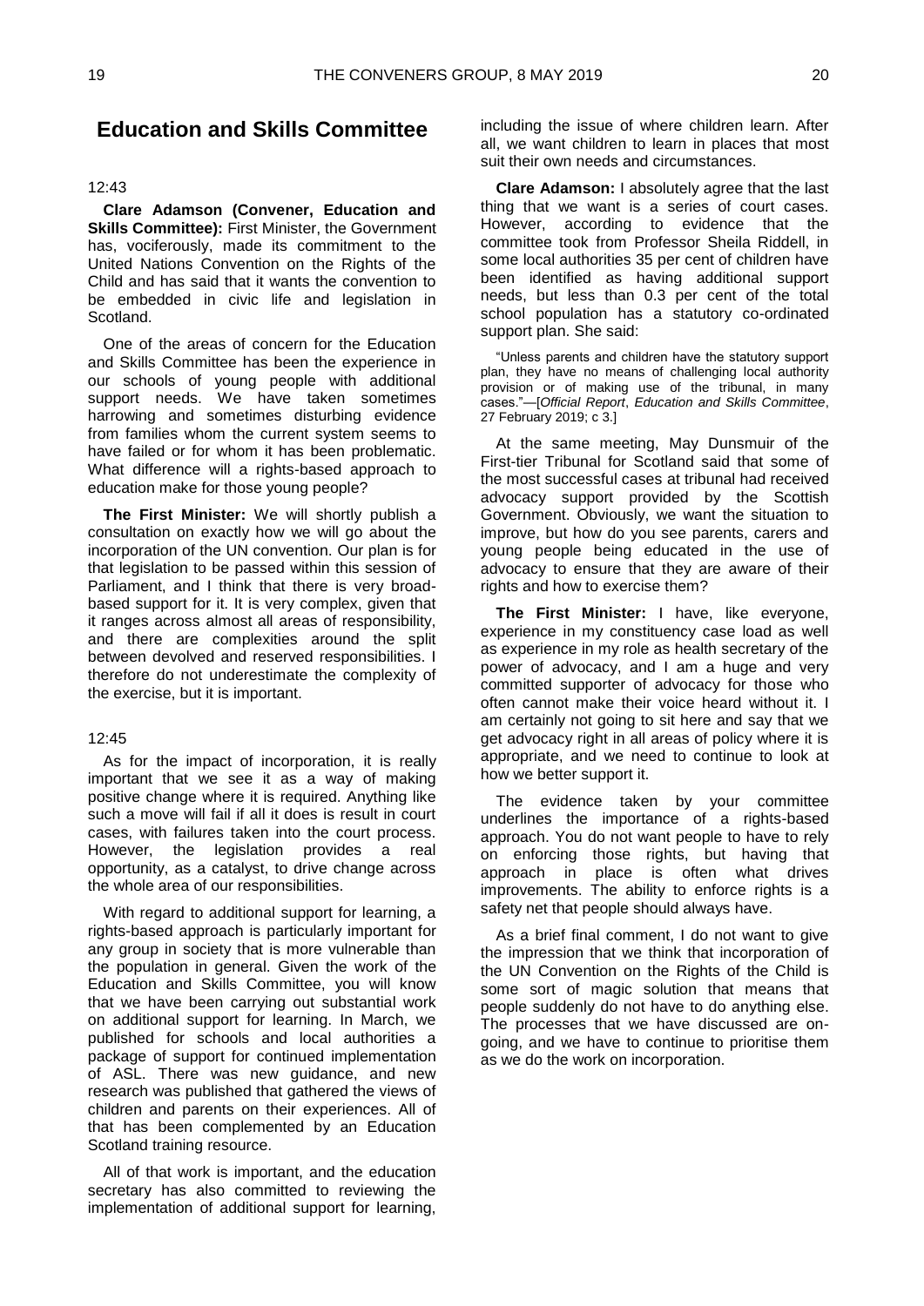## Education and Skills Committee

12:43

**Clare Adamson (Convener, Education and Skills Committee):** First Minister, the Government has, vociferously, made its commitment to the United Nations Convention on the Rights of the Child and has said that it wants the convention to be embedded in civic life and legislation in Scotland.

One of the areas of concern for the Education and Skills Committee has been the experience in our schools of young people with additional support needs. We have taken sometimes harrowing and sometimes disturbing evidence from families whom the current system seems to have failed or for whom it has been problematic. What difference will a rights-based approach to education make for those young people?

**The First Minister:** We will shortly publish a consultation on exactly how we will go about the incorporation of the UN convention. Our plan is for that legislation to be passed within this session of Parliament, and I think that there is very broad-based support for it. It is very complex, given that it ranges across almost all areas of responsibility, and there are complexities around the split between devolved and reserved responsibilities. I therefore do not underestimate the complexity of the exercise, but it is important.

12:45

As for the impact of incorporation, it is really important that we see it as a way of making positive change where it is required. Anything like such a move will fail if all it does is result in court cases, with failures taken into the court process. However, the legislation provides a real opportunity, as a catalyst, to drive change across the whole area of our responsibilities.

With regard to additional support for learning, a rights-based approach is particularly important for any group in society that is more vulnerable than the population in general. Given the work of the Education and Skills Committee, you will know that we have been carrying out substantial work on additional support for learning. In March, we published for schools and local authorities a package of support for continued implementation of ASL. There was new guidance, and new research was published that gathered the views of children and parents on their experiences. All of that has been complemented by an Education Scotland training resource.

All of that work is important, and the education secretary has also committed to reviewing the implementation of additional support for learning, including the issue of where children learn. After all, we want children to learn in places that most suit their own needs and circumstances.

**Clare Adamson:** I absolutely agree that the last thing that we want is a series of court cases. However, according to evidence that the committee took from Professor Sheila Riddell, in some local authorities 35 per cent of children have been identified as having additional support needs, but less than 0.3 per cent of the total school population has a statutory co-ordinated support plan. She said:

> "Unless parents and children have the statutory support plan, they have no means of challenging local authority provision or of making use of the tribunal, in many cases."—[*Official Report*, *Education and Skills Committee*, 27 February 2019; c 3.]

At the same meeting, May Dunsmuir of the First-tier Tribunal for Scotland said that some of the most successful cases at tribunal had received advocacy support provided by the Scottish Government. Obviously, we want the situation to improve, but how do you see parents, carers and young people being educated in the use of advocacy to ensure that they are aware of their rights and how to exercise them?

**The First Minister:** I have, like everyone, experience in my constituency case load as well as experience in my role as health secretary of the power of advocacy, and I am a huge and very committed supporter of advocacy for those who often cannot make their voice heard without it. I am certainly not going to sit here and say that we get advocacy right in all areas of policy where it is appropriate, and we need to continue to look at how we better support it.

The evidence taken by your committee underlines the importance of a rights-based approach. You do not want people to have to rely on enforcing those rights, but having that approach in place is often what drives improvements. The ability to enforce rights is a safety net that people should always have.

As a brief final comment, I do not want to give the impression that we think that incorporation of the UN Convention on the Rights of the Child is some sort of magic solution that means that people suddenly do not have to do anything else. The processes that we have discussed are on-going, and we have to continue to prioritise them as we do the work on incorporation.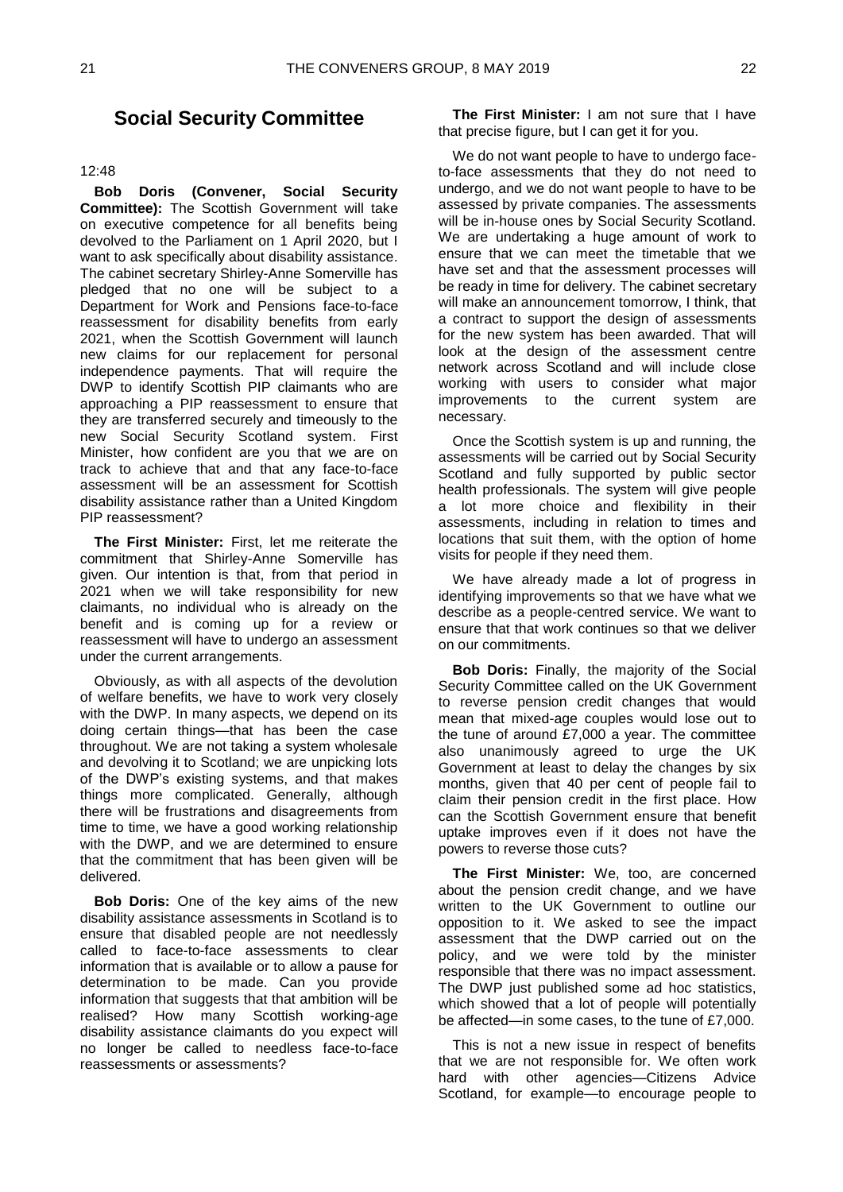## Social Security Committee

12:48

**Bob Doris (Convener, Social Security Committee):** The Scottish Government will take on executive competence for all benefits being devolved to the Parliament on 1 April 2020, but I want to ask specifically about disability assistance. The cabinet secretary Shirley-Anne Somerville has pledged that no one will be subject to a Department for Work and Pensions face-to-face reassessment for disability benefits from early 2021, when the Scottish Government will launch new claims for our replacement for personal independence payments. That will require the DWP to identify Scottish PIP claimants who are approaching a PIP reassessment to ensure that they are transferred securely and timeously to the new Social Security Scotland system. First Minister, how confident are you that we are on track to achieve that and that any face-to-face assessment will be an assessment for Scottish disability assistance rather than a United Kingdom PIP reassessment?

**The First Minister:** First, let me reiterate the commitment that Shirley-Anne Somerville has given. Our intention is that, from that period in 2021 when we will take responsibility for new claimants, no individual who is already on the benefit and is coming up for a review or reassessment will have to undergo an assessment under the current arrangements.

Obviously, as with all aspects of the devolution of welfare benefits, we have to work very closely with the DWP. In many aspects, we depend on its doing certain things—that has been the case throughout. We are not taking a system wholesale and devolving it to Scotland; we are unpicking lots of the DWP's existing systems, and that makes things more complicated. Generally, although there will be frustrations and disagreements from time to time, we have a good working relationship with the DWP, and we are determined to ensure that the commitment that has been given will be delivered.

**Bob Doris:** One of the key aims of the new disability assistance assessments in Scotland is to ensure that disabled people are not needlessly called to face-to-face assessments to clear information that is available or to allow a pause for determination to be made. Can you provide information that suggests that that ambition will be realised? How many Scottish working-age disability assistance claimants do you expect will no longer be called to needless face-to-face reassessments or assessments?

**The First Minister:** I am not sure that I have that precise figure, but I can get it for you.

We do not want people to have to undergo face-to-face assessments that they do not need to undergo, and we do not want people to have to be assessed by private companies. The assessments will be in-house ones by Social Security Scotland. We are undertaking a huge amount of work to ensure that we can meet the timetable that we have set and that the assessment processes will be ready in time for delivery. The cabinet secretary will make an announcement tomorrow, I think, that a contract to support the design of assessments for the new system has been awarded. That will look at the design of the assessment centre network across Scotland and will include close working with users to consider what major improvements to the current system are necessary.

Once the Scottish system is up and running, the assessments will be carried out by Social Security Scotland and fully supported by public sector health professionals. The system will give people a lot more choice and flexibility in their assessments, including in relation to times and locations that suit them, with the option of home visits for people if they need them.

We have already made a lot of progress in identifying improvements so that we have what we describe as a people-centred service. We want to ensure that that work continues so that we deliver on our commitments.

**Bob Doris:** Finally, the majority of the Social Security Committee called on the UK Government to reverse pension credit changes that would mean that mixed-age couples would lose out to the tune of around £7,000 a year. The committee also unanimously agreed to urge the UK Government at least to delay the changes by six months, given that 40 per cent of people fail to claim their pension credit in the first place. How can the Scottish Government ensure that benefit uptake improves even if it does not have the powers to reverse those cuts?

**The First Minister:** We, too, are concerned about the pension credit change, and we have written to the UK Government to outline our opposition to it. We asked to see the impact assessment that the DWP carried out on the policy, and we were told by the minister responsible that there was no impact assessment. The DWP just published some ad hoc statistics, which showed that a lot of people will potentially be affected—in some cases, to the tune of £7,000.

This is not a new issue in respect of benefits that we are not responsible for. We often work hard with other agencies—Citizens Advice Scotland, for example—to encourage people to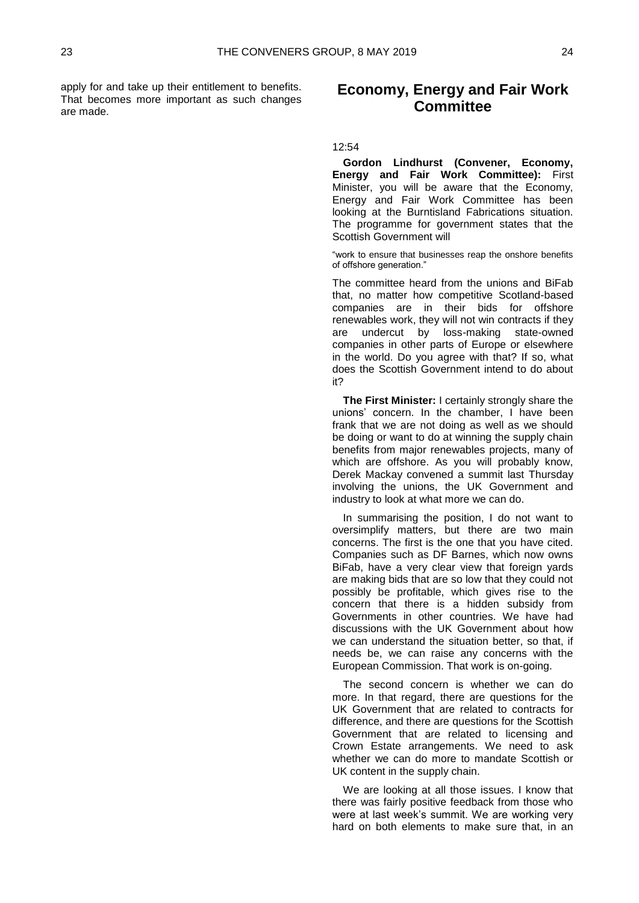apply for and take up their entitlement to benefits. That becomes more important as such changes are made.

## Economy, Energy and Fair Work Committee

12:54

**Gordon Lindhurst (Convener, Economy, Energy and Fair Work Committee):** First Minister, you will be aware that the Economy, Energy and Fair Work Committee has been looking at the Burntisland Fabrications situation. The programme for government states that the Scottish Government will

> "work to ensure that businesses reap the onshore benefits of offshore generation."

The committee heard from the unions and BiFab that, no matter how competitive Scotland-based companies are in their bids for offshore renewables work, they will not win contracts if they are undercut by loss-making state-owned companies in other parts of Europe or elsewhere in the world. Do you agree with that? If so, what does the Scottish Government intend to do about it?

**The First Minister:** I certainly strongly share the unions' concern. In the chamber, I have been frank that we are not doing as well as we should be doing or want to do at winning the supply chain benefits from major renewables projects, many of which are offshore. As you will probably know, Derek Mackay convened a summit last Thursday involving the unions, the UK Government and industry to look at what more we can do.

In summarising the position, I do not want to oversimplify matters, but there are two main concerns. The first is the one that you have cited. Companies such as DF Barnes, which now owns BiFab, have a very clear view that foreign yards are making bids that are so low that they could not possibly be profitable, which gives rise to the concern that there is a hidden subsidy from Governments in other countries. We have had discussions with the UK Government about how we can understand the situation better, so that, if needs be, we can raise any concerns with the European Commission. That work is on-going.

The second concern is whether we can do more. In that regard, there are questions for the UK Government that are related to contracts for difference, and there are questions for the Scottish Government that are related to licensing and Crown Estate arrangements. We need to ask whether we can do more to mandate Scottish or UK content in the supply chain.

We are looking at all those issues. I know that there was fairly positive feedback from those who were at last week's summit. We are working very hard on both elements to make sure that, in an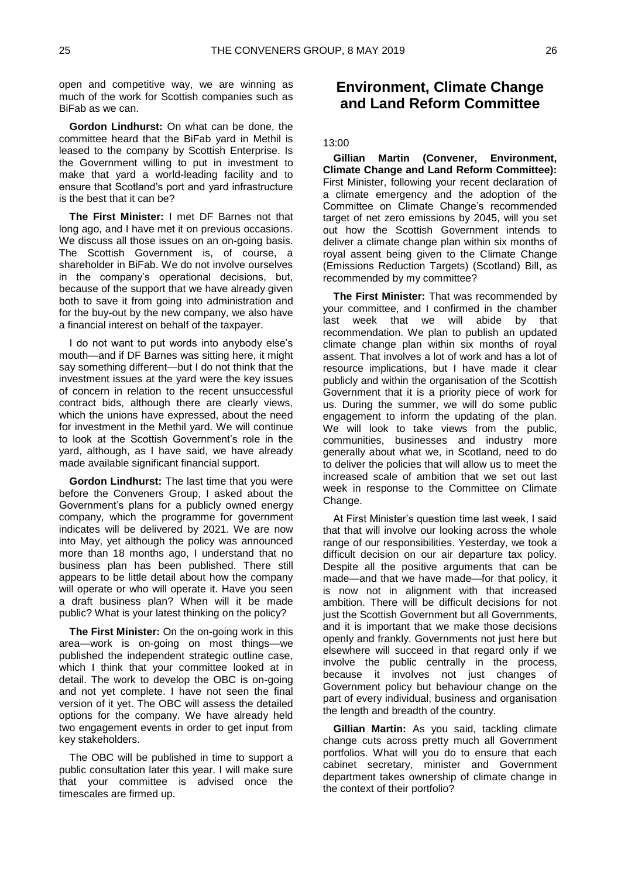open and competitive way, we are winning as much of the work for Scottish companies such as BiFab as we can.

**Gordon Lindhurst:** On what can be done, the committee heard that the BiFab yard in Methil is leased to the company by Scottish Enterprise. Is the Government willing to put in investment to make that yard a world-leading facility and to ensure that Scotland's port and yard infrastructure is the best that it can be?

**The First Minister:** I met DF Barnes not that long ago, and I have met it on previous occasions. We discuss all those issues on an on-going basis. The Scottish Government is, of course, a shareholder in BiFab. We do not involve ourselves in the company's operational decisions, but, because of the support that we have already given both to save it from going into administration and for the buy-out by the new company, we also have a financial interest on behalf of the taxpayer.

I do not want to put words into anybody else's mouth—and if DF Barnes was sitting here, it might say something different—but I do not think that the investment issues at the yard were the key issues of concern in relation to the recent unsuccessful contract bids, although there are clearly views, which the unions have expressed, about the need for investment in the Methil yard. We will continue to look at the Scottish Government's role in the yard, although, as I have said, we have already made available significant financial support.

**Gordon Lindhurst:** The last time that you were before the Conveners Group, I asked about the Government's plans for a publicly owned energy company, which the programme for government indicates will be delivered by 2021. We are now into May, yet although the policy was announced more than 18 months ago, I understand that no business plan has been published. There still appears to be little detail about how the company will operate or who will operate it. Have you seen a draft business plan? When will it be made public? What is your latest thinking on the policy?

**The First Minister:** On the on-going work in this area—work is on-going on most things—we published the independent strategic outline case, which I think that your committee looked at in detail. The work to develop the OBC is on-going and not yet complete. I have not seen the final version of it yet. The OBC will assess the detailed options for the company. We have already held two engagement events in order to get input from key stakeholders.

The OBC will be published in time to support a public consultation later this year. I will make sure that your committee is advised once the timescales are firmed up.

## Environment, Climate Change and Land Reform Committee

13:00

**Gillian Martin (Convener, Environment, Climate Change and Land Reform Committee):** First Minister, following your recent declaration of a climate emergency and the adoption of the Committee on Climate Change's recommended target of net zero emissions by 2045, will you set out how the Scottish Government intends to deliver a climate change plan within six months of royal assent being given to the Climate Change (Emissions Reduction Targets) (Scotland) Bill, as recommended by my committee?

**The First Minister:** That was recommended by your committee, and I confirmed in the chamber last week that we will abide by that recommendation. We plan to publish an updated climate change plan within six months of royal assent. That involves a lot of work and has a lot of resource implications, but I have made it clear publicly and within the organisation of the Scottish Government that it is a priority piece of work for us. During the summer, we will do some public engagement to inform the updating of the plan. We will look to take views from the public, communities, businesses and industry more generally about what we, in Scotland, need to do to deliver the policies that will allow us to meet the increased scale of ambition that we set out last week in response to the Committee on Climate Change.

At First Minister's question time last week, I said that that will involve our looking across the whole range of our responsibilities. Yesterday, we took a difficult decision on our air departure tax policy. Despite all the positive arguments that can be made—and that we have made—for that policy, it is now not in alignment with that increased ambition. There will be difficult decisions for not just the Scottish Government but all Governments, and it is important that we make those decisions openly and frankly. Governments not just here but elsewhere will succeed in that regard only if we involve the public centrally in the process, because it involves not just changes of Government policy but behaviour change on the part of every individual, business and organisation the length and breadth of the country.

**Gillian Martin:** As you said, tackling climate change cuts across pretty much all Government portfolios. What will you do to ensure that each cabinet secretary, minister and Government department takes ownership of climate change in the context of their portfolio?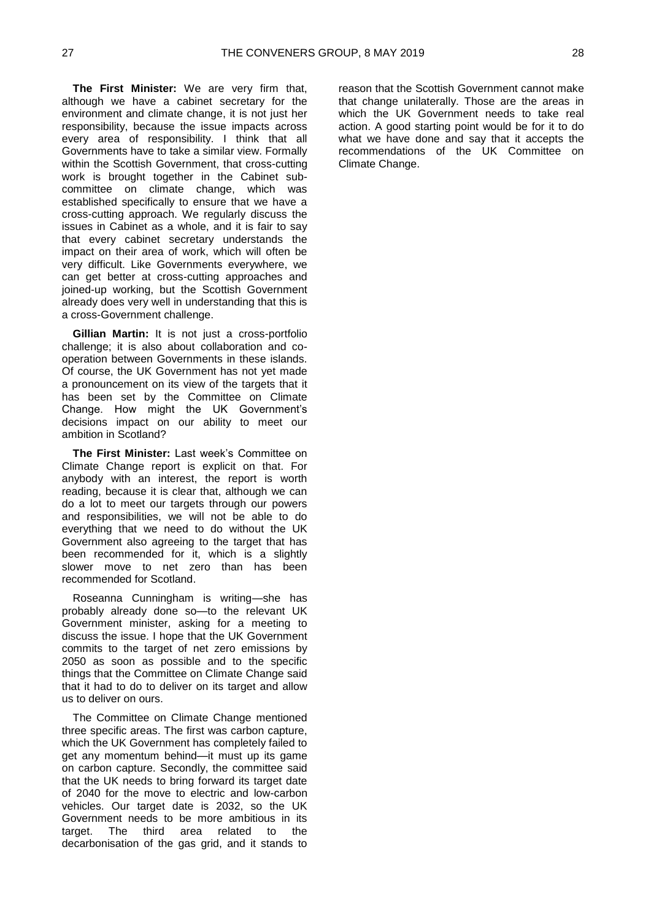**The First Minister:** We are very firm that, although we have a cabinet secretary for the environment and climate change, it is not just her responsibility, because the issue impacts across every area of responsibility. I think that all Governments have to take a similar view. Formally within the Scottish Government, that cross-cutting work is brought together in the Cabinet sub-committee on climate change, which was established specifically to ensure that we have a cross-cutting approach. We regularly discuss the issues in Cabinet as a whole, and it is fair to say that every cabinet secretary understands the impact on their area of work, which will often be very difficult. Like Governments everywhere, we can get better at cross-cutting approaches and joined-up working, but the Scottish Government already does very well in understanding that this is a cross-Government challenge.

**Gillian Martin:** It is not just a cross-portfolio challenge; it is also about collaboration and co-operation between Governments in these islands. Of course, the UK Government has not yet made a pronouncement on its view of the targets that it has been set by the Committee on Climate Change. How might the UK Government's decisions impact on our ability to meet our ambition in Scotland?

**The First Minister:** Last week's Committee on Climate Change report is explicit on that. For anybody with an interest, the report is worth reading, because it is clear that, although we can do a lot to meet our targets through our powers and responsibilities, we will not be able to do everything that we need to do without the UK Government also agreeing to the target that has been recommended for it, which is a slightly slower move to net zero than has been recommended for Scotland.

Roseanna Cunningham is writing—she has probably already done so—to the relevant UK Government minister, asking for a meeting to discuss the issue. I hope that the UK Government commits to the target of net zero emissions by 2050 as soon as possible and to the specific things that the Committee on Climate Change said that it had to do to deliver on its target and allow us to deliver on ours.

The Committee on Climate Change mentioned three specific areas. The first was carbon capture, which the UK Government has completely failed to get any momentum behind—it must up its game on carbon capture. Secondly, the committee said that the UK needs to bring forward its target date of 2040 for the move to electric and low-carbon vehicles. Our target date is 2032, so the UK Government needs to be more ambitious in its target. The third area related to the decarbonisation of the gas grid, and it stands to reason that the Scottish Government cannot make that change unilaterally. Those are the areas in which the UK Government needs to take real action. A good starting point would be for it to do what we have done and say that it accepts the recommendations of the UK Committee on Climate Change.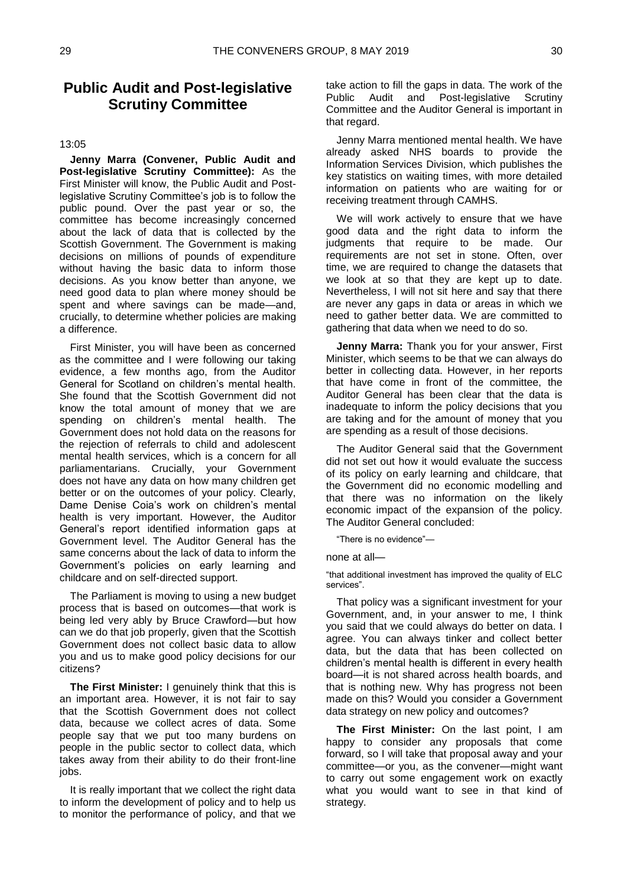## Public Audit and Post-legislative Scrutiny Committee

13:05

**Jenny Marra (Convener, Public Audit and Post-legislative Scrutiny Committee):** As the First Minister will know, the Public Audit and Post-legislative Scrutiny Committee's job is to follow the public pound. Over the past year or so, the committee has become increasingly concerned about the lack of data that is collected by the Scottish Government. The Government is making decisions on millions of pounds of expenditure without having the basic data to inform those decisions. As you know better than anyone, we need good data to plan where money should be spent and where savings can be made—and, crucially, to determine whether policies are making a difference.

First Minister, you will have been as concerned as the committee and I were following our taking evidence, a few months ago, from the Auditor General for Scotland on children's mental health. She found that the Scottish Government did not know the total amount of money that we are spending on children's mental health. The Government does not hold data on the reasons for the rejection of referrals to child and adolescent mental health services, which is a concern for all parliamentarians. Crucially, your Government does not have any data on how many children get better or on the outcomes of your policy. Clearly, Dame Denise Coia's work on children's mental health is very important. However, the Auditor General's report identified information gaps at Government level. The Auditor General has the same concerns about the lack of data to inform the Government's policies on early learning and childcare and on self-directed support.

The Parliament is moving to using a new budget process that is based on outcomes—that work is being led very ably by Bruce Crawford—but how can we do that job properly, given that the Scottish Government does not collect basic data to allow you and us to make good policy decisions for our citizens?

**The First Minister:** I genuinely think that this is an important area. However, it is not fair to say that the Scottish Government does not collect data, because we collect acres of data. Some people say that we put too many burdens on people in the public sector to collect data, which takes away from their ability to do their front-line jobs.

It is really important that we collect the right data to inform the development of policy and to help us to monitor the performance of policy, and that we take action to fill the gaps in data. The work of the Public Audit and Post-legislative Scrutiny Committee and the Auditor General is important in that regard.

Jenny Marra mentioned mental health. We have already asked NHS boards to provide the Information Services Division, which publishes the key statistics on waiting times, with more detailed information on patients who are waiting for or receiving treatment through CAMHS.

We will work actively to ensure that we have good data and the right data to inform the judgments that require to be made. Our requirements are not set in stone. Often, over time, we are required to change the datasets that we look at so that they are kept up to date. Nevertheless, I will not sit here and say that there are never any gaps in data or areas in which we need to gather better data. We are committed to gathering that data when we need to do so.

**Jenny Marra:** Thank you for your answer, First Minister, which seems to be that we can always do better in collecting data. However, in her reports that have come in front of the committee, the Auditor General has been clear that the data is inadequate to inform the policy decisions that you are taking and for the amount of money that you are spending as a result of those decisions.

The Auditor General said that the Government did not set out how it would evaluate the success of its policy on early learning and childcare, that the Government did no economic modelling and that there was no information on the likely economic impact of the expansion of the policy. The Auditor General concluded:

> "There is no evidence"—

none at all—

> "that additional investment has improved the quality of ELC services".

That policy was a significant investment for your Government, and, in your answer to me, I think you said that we could always do better on data. I agree. You can always tinker and collect better data, but the data that has been collected on children's mental health is different in every health board—it is not shared across health boards, and that is nothing new. Why has progress not been made on this? Would you consider a Government data strategy on new policy and outcomes?

**The First Minister:** On the last point, I am happy to consider any proposals that come forward, so I will take that proposal away and your committee—or you, as the convener—might want to carry out some engagement work on exactly what you would want to see in that kind of strategy.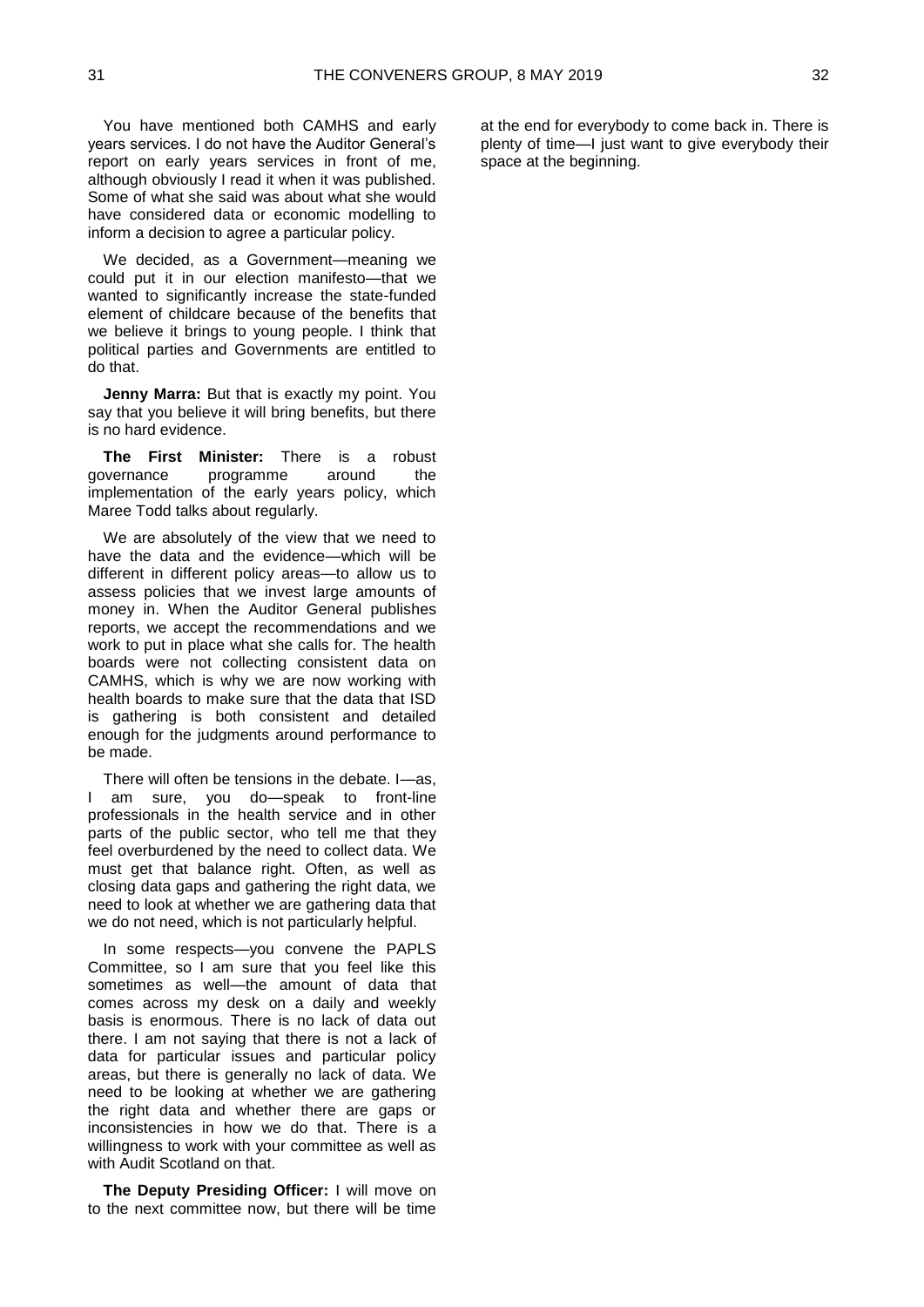You have mentioned both CAMHS and early years services. I do not have the Auditor General's report on early years services in front of me, although obviously I read it when it was published. Some of what she said was about what she would have considered data or economic modelling to inform a decision to agree a particular policy.

We decided, as a Government—meaning we could put it in our election manifesto—that we wanted to significantly increase the state-funded element of childcare because of the benefits that we believe it brings to young people. I think that political parties and Governments are entitled to do that.

**Jenny Marra:** But that is exactly my point. You say that you believe it will bring benefits, but there is no hard evidence.

**The First Minister:** There is a robust governance programme around the implementation of the early years policy, which Maree Todd talks about regularly.

We are absolutely of the view that we need to have the data and the evidence—which will be different in different policy areas—to allow us to assess policies that we invest large amounts of money in. When the Auditor General publishes reports, we accept the recommendations and we work to put in place what she calls for. The health boards were not collecting consistent data on CAMHS, which is why we are now working with health boards to make sure that the data that ISD is gathering is both consistent and detailed enough for the judgments around performance to be made.

There will often be tensions in the debate. I—as, I am sure, you do—speak to front-line professionals in the health service and in other parts of the public sector, who tell me that they feel overburdened by the need to collect data. We must get that balance right. Often, as well as closing data gaps and gathering the right data, we need to look at whether we are gathering data that we do not need, which is not particularly helpful.

In some respects—you convene the PAPLS Committee, so I am sure that you feel like this sometimes as well—the amount of data that comes across my desk on a daily and weekly basis is enormous. There is no lack of data out there. I am not saying that there is not a lack of data for particular issues and particular policy areas, but there is generally no lack of data. We need to be looking at whether we are gathering the right data and whether there are gaps or inconsistencies in how we do that. There is a willingness to work with your committee as well as with Audit Scotland on that.

**The Deputy Presiding Officer:** I will move on to the next committee now, but there will be time at the end for everybody to come back in. There is plenty of time—I just want to give everybody their space at the beginning.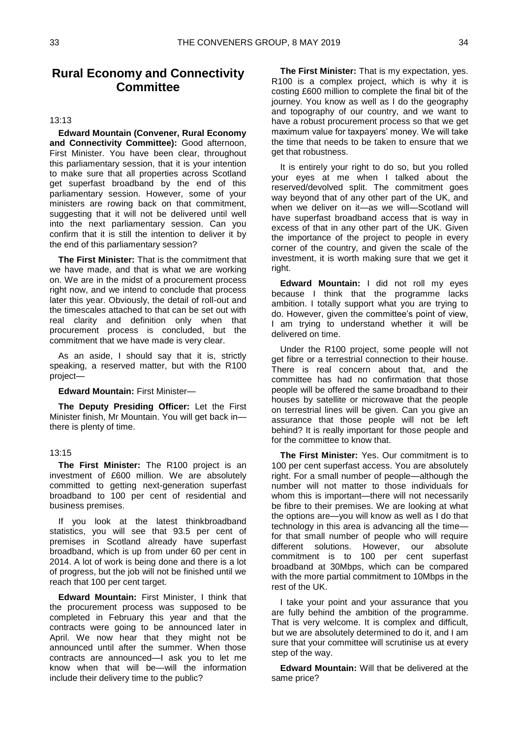## Rural Economy and Connectivity Committee

13:13

**Edward Mountain (Convener, Rural Economy and Connectivity Committee):** Good afternoon, First Minister. You have been clear, throughout this parliamentary session, that it is your intention to make sure that all properties across Scotland get superfast broadband by the end of this parliamentary session. However, some of your ministers are rowing back on that commitment, suggesting that it will not be delivered until well into the next parliamentary session. Can you confirm that it is still the intention to deliver it by the end of this parliamentary session?

**The First Minister:** That is the commitment that we have made, and that is what we are working on. We are in the midst of a procurement process right now, and we intend to conclude that process later this year. Obviously, the detail of roll-out and the timescales attached to that can be set out with real clarity and definition only when that procurement process is concluded, but the commitment that we have made is very clear.

As an aside, I should say that it is, strictly speaking, a reserved matter, but with the R100 project—

**Edward Mountain:** First Minister—

**The Deputy Presiding Officer:** Let the First Minister finish, Mr Mountain. You will get back in—there is plenty of time.

13:15

**The First Minister:** The R100 project is an investment of £600 million. We are absolutely committed to getting next-generation superfast broadband to 100 per cent of residential and business premises.

If you look at the latest thinkbroadband statistics, you will see that 93.5 per cent of premises in Scotland already have superfast broadband, which is up from under 60 per cent in 2014. A lot of work is being done and there is a lot of progress, but the job will not be finished until we reach that 100 per cent target.

**Edward Mountain:** First Minister, I think that the procurement process was supposed to be completed in February this year and that the contracts were going to be announced later in April. We now hear that they might not be announced until after the summer. When those contracts are announced—I ask you to let me know when that will be—will the information include their delivery time to the public?

**The First Minister:** That is my expectation, yes. R100 is a complex project, which is why it is costing £600 million to complete the final bit of the journey. You know as well as I do the geography and topography of our country, and we want to have a robust procurement process so that we get maximum value for taxpayers' money. We will take the time that needs to be taken to ensure that we get that robustness.

It is entirely your right to do so, but you rolled your eyes at me when I talked about the reserved/devolved split. The commitment goes way beyond that of any other part of the UK, and when we deliver on it—as we will—Scotland will have superfast broadband access that is way in excess of that in any other part of the UK. Given the importance of the project to people in every corner of the country, and given the scale of the investment, it is worth making sure that we get it right.

**Edward Mountain:** I did not roll my eyes because I think that the programme lacks ambition. I totally support what you are trying to do. However, given the committee's point of view, I am trying to understand whether it will be delivered on time.

Under the R100 project, some people will not get fibre or a terrestrial connection to their house. There is real concern about that, and the committee has had no confirmation that those people will be offered the same broadband to their houses by satellite or microwave that the people on terrestrial lines will be given. Can you give an assurance that those people will not be left behind? It is really important for those people and for the committee to know that.

**The First Minister:** Yes. Our commitment is to 100 per cent superfast access. You are absolutely right. For a small number of people—although the number will not matter to those individuals for whom this is important—there will not necessarily be fibre to their premises. We are looking at what the options are—you will know as well as I do that technology in this area is advancing all the time—for that small number of people who will require different solutions. However, our absolute commitment is to 100 per cent superfast broadband at 30Mbps, which can be compared with the more partial commitment to 10Mbps in the rest of the UK.

I take your point and your assurance that you are fully behind the ambition of the programme. That is very welcome. It is complex and difficult, but we are absolutely determined to do it, and I am sure that your committee will scrutinise us at every step of the way.

**Edward Mountain:** Will that be delivered at the same price?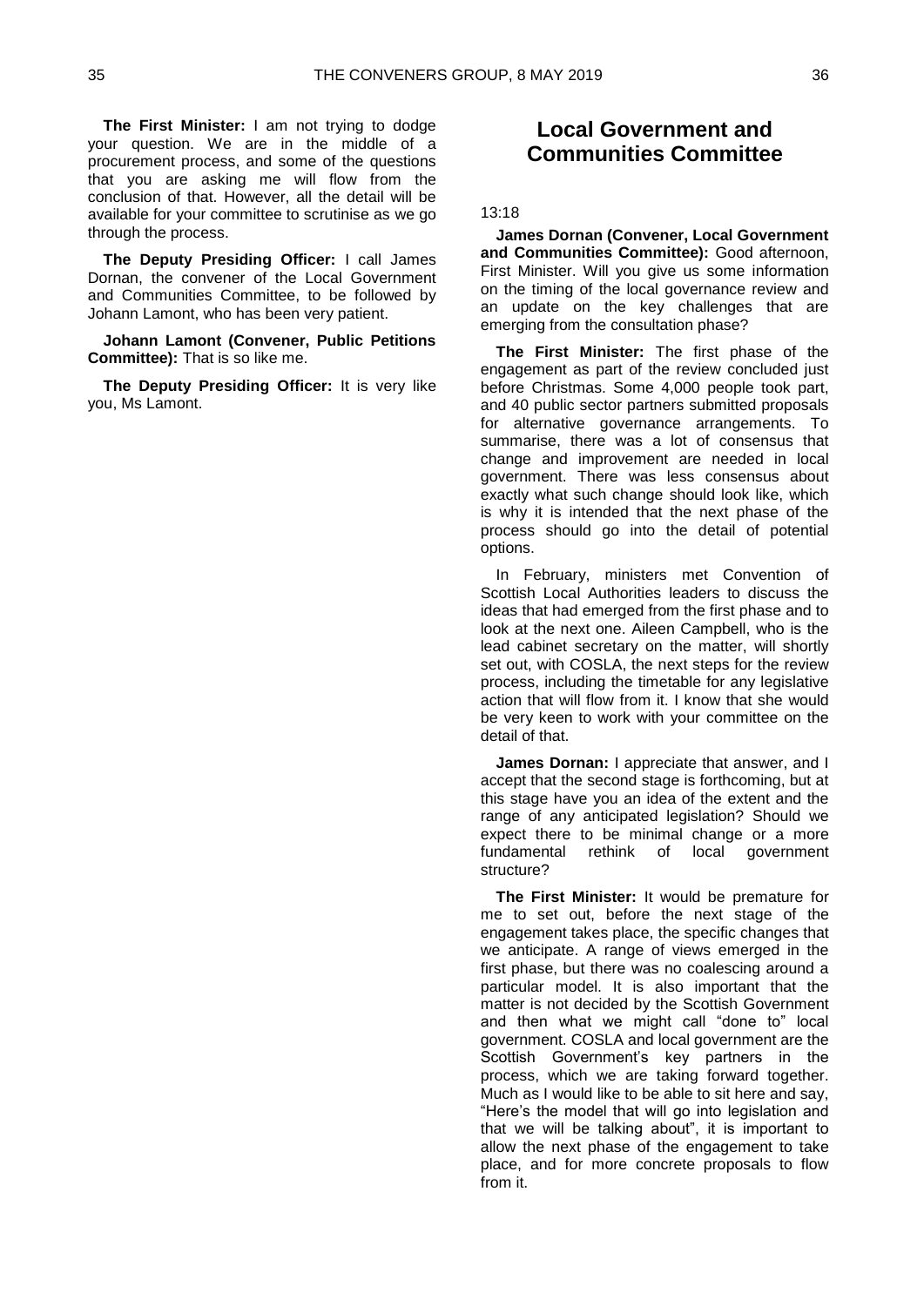**The First Minister:** I am not trying to dodge your question. We are in the middle of a procurement process, and some of the questions that you are asking me will flow from the conclusion of that. However, all the detail will be available for your committee to scrutinise as we go through the process.

**The Deputy Presiding Officer:** I call James Dornan, the convener of the Local Government and Communities Committee, to be followed by Johann Lamont, who has been very patient.

**Johann Lamont (Convener, Public Petitions Committee):** That is so like me.

**The Deputy Presiding Officer:** It is very like you, Ms Lamont.

## Local Government and Communities Committee

13:18

**James Dornan (Convener, Local Government and Communities Committee):** Good afternoon, First Minister. Will you give us some information on the timing of the local governance review and an update on the key challenges that are emerging from the consultation phase?

**The First Minister:** The first phase of the engagement as part of the review concluded just before Christmas. Some 4,000 people took part, and 40 public sector partners submitted proposals for alternative governance arrangements. To summarise, there was a lot of consensus that change and improvement are needed in local government. There was less consensus about exactly what such change should look like, which is why it is intended that the next phase of the process should go into the detail of potential options.

In February, ministers met Convention of Scottish Local Authorities leaders to discuss the ideas that had emerged from the first phase and to look at the next one. Aileen Campbell, who is the lead cabinet secretary on the matter, will shortly set out, with COSLA, the next steps for the review process, including the timetable for any legislative action that will flow from it. I know that she would be very keen to work with your committee on the detail of that.

**James Dornan:** I appreciate that answer, and I accept that the second stage is forthcoming, but at this stage have you an idea of the extent and the range of any anticipated legislation? Should we expect there to be minimal change or a more fundamental rethink of local government structure?

**The First Minister:** It would be premature for me to set out, before the next stage of the engagement takes place, the specific changes that we anticipate. A range of views emerged in the first phase, but there was no coalescing around a particular model. It is also important that the matter is not decided by the Scottish Government and then what we might call "done to" local government. COSLA and local government are the Scottish Government's key partners in the process, which we are taking forward together. Much as I would like to be able to sit here and say, "Here's the model that will go into legislation and that we will be talking about", it is important to allow the next phase of the engagement to take place, and for more concrete proposals to flow from it.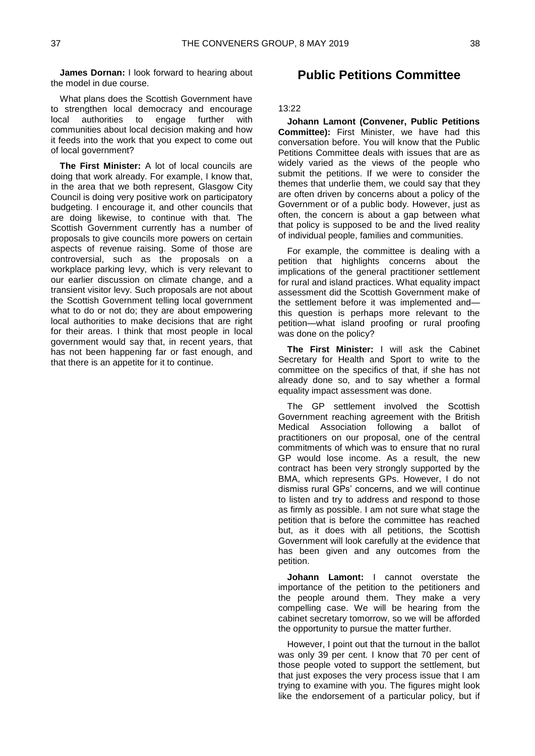**James Dornan:** I look forward to hearing about the model in due course.

What plans does the Scottish Government have to strengthen local democracy and encourage local authorities to engage further with communities about local decision making and how it feeds into the work that you expect to come out of local government?

**The First Minister:** A lot of local councils are doing that work already. For example, I know that, in the area that we both represent, Glasgow City Council is doing very positive work on participatory budgeting. I encourage it, and other councils that are doing likewise, to continue with that. The Scottish Government currently has a number of proposals to give councils more powers on certain aspects of revenue raising. Some of those are controversial, such as the proposals on a workplace parking levy, which is very relevant to our earlier discussion on climate change, and a transient visitor levy. Such proposals are not about the Scottish Government telling local government what to do or not do; they are about empowering local authorities to make decisions that are right for their areas. I think that most people in local government would say that, in recent years, that has not been happening far or fast enough, and that there is an appetite for it to continue.

## Public Petitions Committee

13:22

**Johann Lamont (Convener, Public Petitions Committee):** First Minister, we have had this conversation before. You will know that the Public Petitions Committee deals with issues that are as widely varied as the views of the people who submit the petitions. If we were to consider the themes that underlie them, we could say that they are often driven by concerns about a policy of the Government or of a public body. However, just as often, the concern is about a gap between what that policy is supposed to be and the lived reality of individual people, families and communities.

For example, the committee is dealing with a petition that highlights concerns about the implications of the general practitioner settlement for rural and island practices. What equality impact assessment did the Scottish Government make of the settlement before it was implemented and—this question is perhaps more relevant to the petition—what island proofing or rural proofing was done on the policy?

**The First Minister:** I will ask the Cabinet Secretary for Health and Sport to write to the committee on the specifics of that, if she has not already done so, and to say whether a formal equality impact assessment was done.

The GP settlement involved the Scottish Government reaching agreement with the British Medical Association following a ballot of practitioners on our proposal, one of the central commitments of which was to ensure that no rural GP would lose income. As a result, the new contract has been very strongly supported by the BMA, which represents GPs. However, I do not dismiss rural GPs' concerns, and we will continue to listen and try to address and respond to those as firmly as possible. I am not sure what stage the petition that is before the committee has reached but, as it does with all petitions, the Scottish Government will look carefully at the evidence that has been given and any outcomes from the petition.

**Johann Lamont:** I cannot overstate the importance of the petition to the petitioners and the people around them. They make a very compelling case. We will be hearing from the cabinet secretary tomorrow, so we will be afforded the opportunity to pursue the matter further.

However, I point out that the turnout in the ballot was only 39 per cent. I know that 70 per cent of those people voted to support the settlement, but that just exposes the very process issue that I am trying to examine with you. The figures might look like the endorsement of a particular policy, but if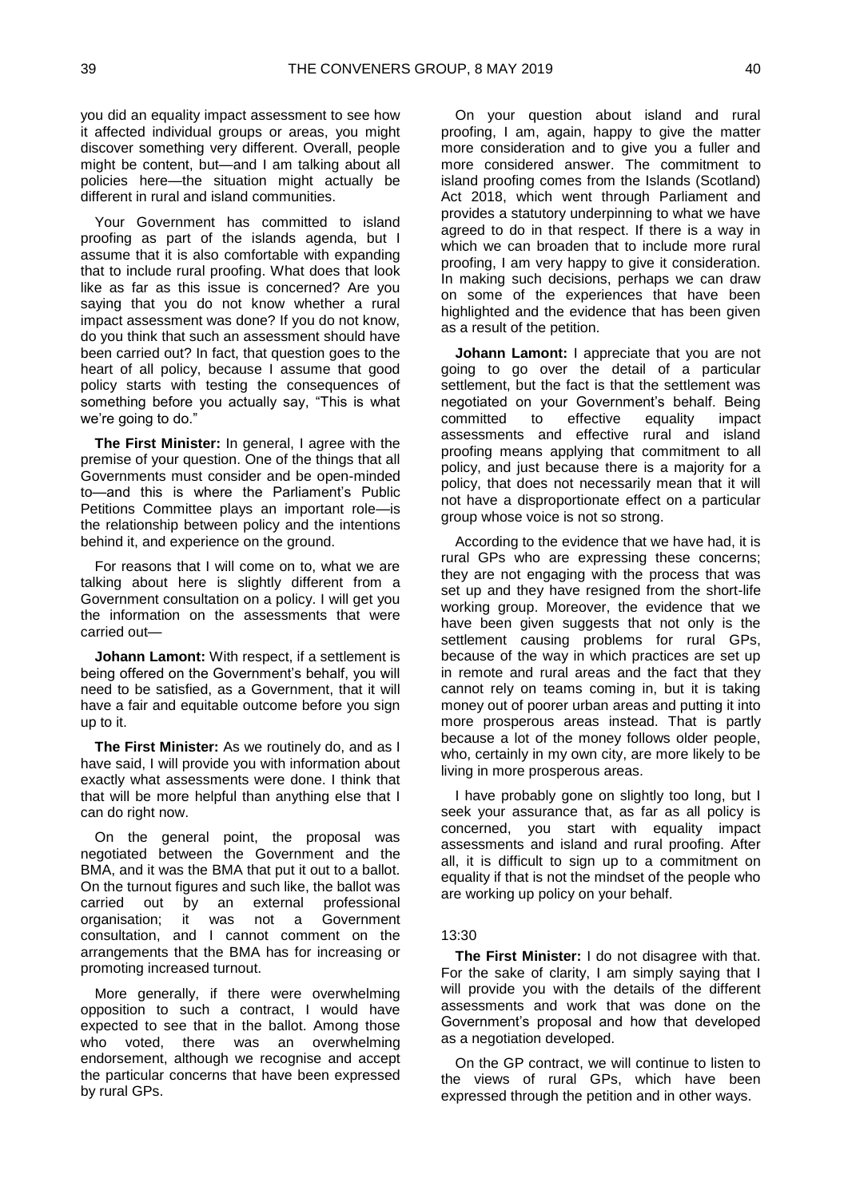you did an equality impact assessment to see how it affected individual groups or areas, you might discover something very different. Overall, people might be content, but—and I am talking about all policies here—the situation might actually be different in rural and island communities.

Your Government has committed to island proofing as part of the islands agenda, but I assume that it is also comfortable with expanding that to include rural proofing. What does that look like as far as this issue is concerned? Are you saying that you do not know whether a rural impact assessment was done? If you do not know, do you think that such an assessment should have been carried out? In fact, that question goes to the heart of all policy, because I assume that good policy starts with testing the consequences of something before you actually say, "This is what we're going to do."

**The First Minister:** In general, I agree with the premise of your question. One of the things that all Governments must consider and be open-minded to—and this is where the Parliament's Public Petitions Committee plays an important role—is the relationship between policy and the intentions behind it, and experience on the ground.

For reasons that I will come on to, what we are talking about here is slightly different from a Government consultation on a policy. I will get you the information on the assessments that were carried out—

**Johann Lamont:** With respect, if a settlement is being offered on the Government's behalf, you will need to be satisfied, as a Government, that it will have a fair and equitable outcome before you sign up to it.

**The First Minister:** As we routinely do, and as I have said, I will provide you with information about exactly what assessments were done. I think that that will be more helpful than anything else that I can do right now.

On the general point, the proposal was negotiated between the Government and the BMA, and it was the BMA that put it out to a ballot. On the turnout figures and such like, the ballot was carried out by an external professional organisation; it was not a Government consultation, and I cannot comment on the arrangements that the BMA has for increasing or promoting increased turnout.

More generally, if there were overwhelming opposition to such a contract, I would have expected to see that in the ballot. Among those who voted, there was an overwhelming endorsement, although we recognise and accept the particular concerns that have been expressed by rural GPs.

On your question about island and rural proofing, I am, again, happy to give the matter more consideration and to give you a fuller and more considered answer. The commitment to island proofing comes from the Islands (Scotland) Act 2018, which went through Parliament and provides a statutory underpinning to what we have agreed to do in that respect. If there is a way in which we can broaden that to include more rural proofing, I am very happy to give it consideration. In making such decisions, perhaps we can draw on some of the experiences that have been highlighted and the evidence that has been given as a result of the petition.

**Johann Lamont:** I appreciate that you are not going to go over the detail of a particular settlement, but the fact is that the settlement was negotiated on your Government's behalf. Being committed to effective equality impact assessments and effective rural and island proofing means applying that commitment to all policy, and just because there is a majority for a policy, that does not necessarily mean that it will not have a disproportionate effect on a particular group whose voice is not so strong.

According to the evidence that we have had, it is rural GPs who are expressing these concerns; they are not engaging with the process that was set up and they have resigned from the short-life working group. Moreover, the evidence that we have been given suggests that not only is the settlement causing problems for rural GPs, because of the way in which practices are set up in remote and rural areas and the fact that they cannot rely on teams coming in, but it is taking money out of poorer urban areas and putting it into more prosperous areas instead. That is partly because a lot of the money follows older people, who, certainly in my own city, are more likely to be living in more prosperous areas.

I have probably gone on slightly too long, but I seek your assurance that, as far as all policy is concerned, you start with equality impact assessments and island and rural proofing. After all, it is difficult to sign up to a commitment on equality if that is not the mindset of the people who are working up policy on your behalf.

13:30

**The First Minister:** I do not disagree with that. For the sake of clarity, I am simply saying that I will provide you with the details of the different assessments and work that was done on the Government's proposal and how that developed as a negotiation developed.

On the GP contract, we will continue to listen to the views of rural GPs, which have been expressed through the petition and in other ways.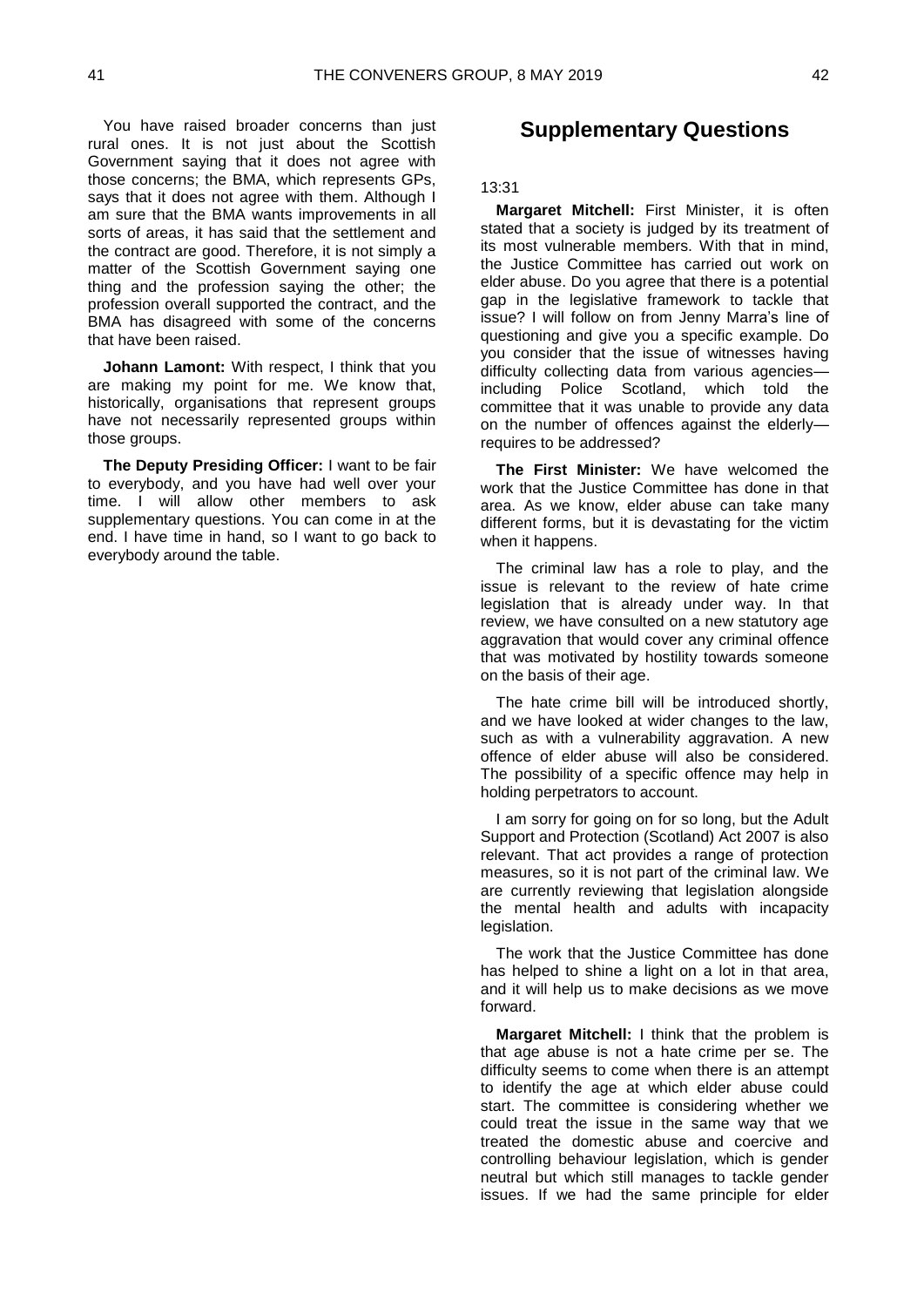You have raised broader concerns than just rural ones. It is not just about the Scottish Government saying that it does not agree with those concerns; the BMA, which represents GPs, says that it does not agree with them. Although I am sure that the BMA wants improvements in all sorts of areas, it has said that the settlement and the contract are good. Therefore, it is not simply a matter of the Scottish Government saying one thing and the profession saying the other; the profession overall supported the contract, and the BMA has disagreed with some of the concerns that have been raised.

**Johann Lamont:** With respect, I think that you are making my point for me. We know that, historically, organisations that represent groups have not necessarily represented groups within those groups.

**The Deputy Presiding Officer:** I want to be fair to everybody, and you have had well over your time. I will allow other members to ask supplementary questions. You can come in at the end. I have time in hand, so I want to go back to everybody around the table.

## Supplementary Questions

13:31

**Margaret Mitchell:** First Minister, it is often stated that a society is judged by its treatment of its most vulnerable members. With that in mind, the Justice Committee has carried out work on elder abuse. Do you agree that there is a potential gap in the legislative framework to tackle that issue? I will follow on from Jenny Marra's line of questioning and give you a specific example. Do you consider that the issue of witnesses having difficulty collecting data from various agencies—including Police Scotland, which told the committee that it was unable to provide any data on the number of offences against the elderly—requires to be addressed?

**The First Minister:** We have welcomed the work that the Justice Committee has done in that area. As we know, elder abuse can take many different forms, but it is devastating for the victim when it happens.

The criminal law has a role to play, and the issue is relevant to the review of hate crime legislation that is already under way. In that review, we have consulted on a new statutory age aggravation that would cover any criminal offence that was motivated by hostility towards someone on the basis of their age.

The hate crime bill will be introduced shortly, and we have looked at wider changes to the law, such as with a vulnerability aggravation. A new offence of elder abuse will also be considered. The possibility of a specific offence may help in holding perpetrators to account.

I am sorry for going on for so long, but the Adult Support and Protection (Scotland) Act 2007 is also relevant. That act provides a range of protection measures, so it is not part of the criminal law. We are currently reviewing that legislation alongside the mental health and adults with incapacity legislation.

The work that the Justice Committee has done has helped to shine a light on a lot in that area, and it will help us to make decisions as we move forward.

**Margaret Mitchell:** I think that the problem is that age abuse is not a hate crime per se. The difficulty seems to come when there is an attempt to identify the age at which elder abuse could start. The committee is considering whether we could treat the issue in the same way that we treated the domestic abuse and coercive and controlling behaviour legislation, which is gender neutral but which still manages to tackle gender issues. If we had the same principle for elder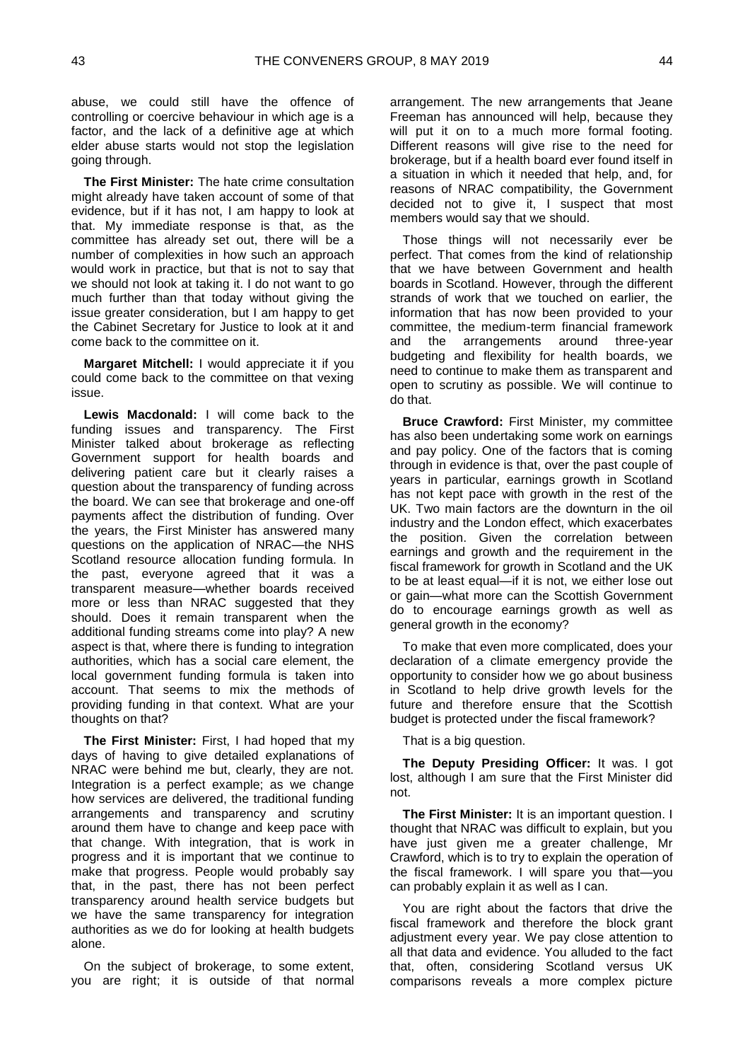abuse, we could still have the offence of controlling or coercive behaviour in which age is a factor, and the lack of a definitive age at which elder abuse starts would not stop the legislation going through.

**The First Minister:** The hate crime consultation might already have taken account of some of that evidence, but if it has not, I am happy to look at that. My immediate response is that, as the committee has already set out, there will be a number of complexities in how such an approach would work in practice, but that is not to say that we should not look at taking it. I do not want to go much further than that today without giving the issue greater consideration, but I am happy to get the Cabinet Secretary for Justice to look at it and come back to the committee on it.

**Margaret Mitchell:** I would appreciate it if you could come back to the committee on that vexing issue.

**Lewis Macdonald:** I will come back to the funding issues and transparency. The First Minister talked about brokerage as reflecting Government support for health boards and delivering patient care but it clearly raises a question about the transparency of funding across the board. We can see that brokerage and one-off payments affect the distribution of funding. Over the years, the First Minister has answered many questions on the application of NRAC—the NHS Scotland resource allocation funding formula. In the past, everyone agreed that it was a transparent measure—whether boards received more or less than NRAC suggested that they should. Does it remain transparent when the additional funding streams come into play? A new aspect is that, where there is funding to integration authorities, which has a social care element, the local government funding formula is taken into account. That seems to mix the methods of providing funding in that context. What are your thoughts on that?

**The First Minister:** First, I had hoped that my days of having to give detailed explanations of NRAC were behind me but, clearly, they are not. Integration is a perfect example; as we change how services are delivered, the traditional funding arrangements and transparency and scrutiny around them have to change and keep pace with that change. With integration, that is work in progress and it is important that we continue to make that progress. People would probably say that, in the past, there has not been perfect transparency around health service budgets but we have the same transparency for integration authorities as we do for looking at health budgets alone.

On the subject of brokerage, to some extent, you are right; it is outside of that normal arrangement. The new arrangements that Jeane Freeman has announced will help, because they will put it on to a much more formal footing. Different reasons will give rise to the need for brokerage, but if a health board ever found itself in a situation in which it needed that help, and, for reasons of NRAC compatibility, the Government decided not to give it, I suspect that most members would say that we should.

Those things will not necessarily ever be perfect. That comes from the kind of relationship that we have between Government and health boards in Scotland. However, through the different strands of work that we touched on earlier, the information that has now been provided to your committee, the medium-term financial framework and the arrangements around three-year budgeting and flexibility for health boards, we need to continue to make them as transparent and open to scrutiny as possible. We will continue to do that.

**Bruce Crawford:** First Minister, my committee has also been undertaking some work on earnings and pay policy. One of the factors that is coming through in evidence is that, over the past couple of years in particular, earnings growth in Scotland has not kept pace with growth in the rest of the UK. Two main factors are the downturn in the oil industry and the London effect, which exacerbates the position. Given the correlation between earnings and growth and the requirement in the fiscal framework for growth in Scotland and the UK to be at least equal—if it is not, we either lose out or gain—what more can the Scottish Government do to encourage earnings growth as well as general growth in the economy?

To make that even more complicated, does your declaration of a climate emergency provide the opportunity to consider how we go about business in Scotland to help drive growth levels for the future and therefore ensure that the Scottish budget is protected under the fiscal framework?

That is a big question.

**The Deputy Presiding Officer:** It was. I got lost, although I am sure that the First Minister did not.

**The First Minister:** It is an important question. I thought that NRAC was difficult to explain, but you have just given me a greater challenge, Mr Crawford, which is to try to explain the operation of the fiscal framework. I will spare you that—you can probably explain it as well as I can.

You are right about the factors that drive the fiscal framework and therefore the block grant adjustment every year. We pay close attention to all that data and evidence. You alluded to the fact that, often, considering Scotland versus UK comparisons reveals a more complex picture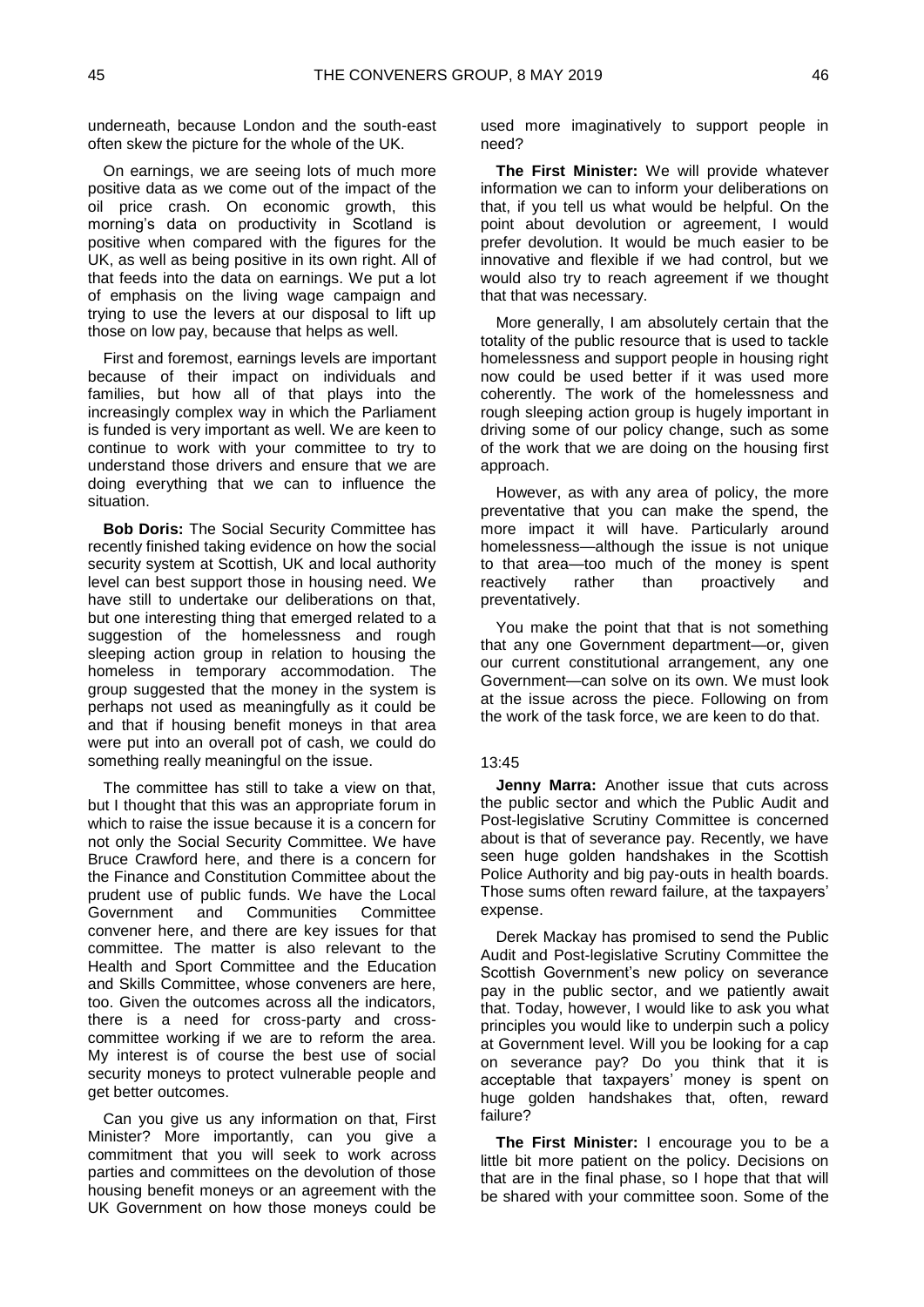underneath, because London and the south-east often skew the picture for the whole of the UK.

On earnings, we are seeing lots of much more positive data as we come out of the impact of the oil price crash. On economic growth, this morning's data on productivity in Scotland is positive when compared with the figures for the UK, as well as being positive in its own right. All of that feeds into the data on earnings. We put a lot of emphasis on the living wage campaign and trying to use the levers at our disposal to lift up those on low pay, because that helps as well.

First and foremost, earnings levels are important because of their impact on individuals and families, but how all of that plays into the increasingly complex way in which the Parliament is funded is very important as well. We are keen to continue to work with your committee to try to understand those drivers and ensure that we are doing everything that we can to influence the situation.

**Bob Doris:** The Social Security Committee has recently finished taking evidence on how the social security system at Scottish, UK and local authority level can best support those in housing need. We have still to undertake our deliberations on that, but one interesting thing that emerged related to a suggestion of the homelessness and rough sleeping action group in relation to housing the homeless in temporary accommodation. The group suggested that the money in the system is perhaps not used as meaningfully as it could be and that if housing benefit moneys in that area were put into an overall pot of cash, we could do something really meaningful on the issue.

The committee has still to take a view on that, but I thought that this was an appropriate forum in which to raise the issue because it is a concern for not only the Social Security Committee. We have Bruce Crawford here, and there is a concern for the Finance and Constitution Committee about the prudent use of public funds. We have the Local Government and Communities Committee convener here, and there are key issues for that committee. The matter is also relevant to the Health and Sport Committee and the Education and Skills Committee, whose conveners are here, too. Given the outcomes across all the indicators, there is a need for cross-party and cross-committee working if we are to reform the area. My interest is of course the best use of social security moneys to protect vulnerable people and get better outcomes.

Can you give us any information on that, First Minister? More importantly, can you give a commitment that you will seek to work across parties and committees on the devolution of those housing benefit moneys or an agreement with the UK Government on how those moneys could be used more imaginatively to support people in need?

**The First Minister:** We will provide whatever information we can to inform your deliberations on that, if you tell us what would be helpful. On the point about devolution or agreement, I would prefer devolution. It would be much easier to be innovative and flexible if we had control, but we would also try to reach agreement if we thought that that was necessary.

More generally, I am absolutely certain that the totality of the public resource that is used to tackle homelessness and support people in housing right now could be used better if it was used more coherently. The work of the homelessness and rough sleeping action group is hugely important in driving some of our policy change, such as some of the work that we are doing on the housing first approach.

However, as with any area of policy, the more preventative that you can make the spend, the more impact it will have. Particularly around homelessness—although the issue is not unique to that area—too much of the money is spent reactively rather than proactively and preventatively.

You make the point that that is not something that any one Government department—or, given our current constitutional arrangement, any one Government—can solve on its own. We must look at the issue across the piece. Following on from the work of the task force, we are keen to do that.

13:45

**Jenny Marra:** Another issue that cuts across the public sector and which the Public Audit and Post-legislative Scrutiny Committee is concerned about is that of severance pay. Recently, we have seen huge golden handshakes in the Scottish Police Authority and big pay-outs in health boards. Those sums often reward failure, at the taxpayers' expense.

Derek Mackay has promised to send the Public Audit and Post-legislative Scrutiny Committee the Scottish Government's new policy on severance pay in the public sector, and we patiently await that. Today, however, I would like to ask you what principles you would like to underpin such a policy at Government level. Will you be looking for a cap on severance pay? Do you think that it is acceptable that taxpayers' money is spent on huge golden handshakes that, often, reward failure?

**The First Minister:** I encourage you to be a little bit more patient on the policy. Decisions on that are in the final phase, so I hope that that will be shared with your committee soon. Some of the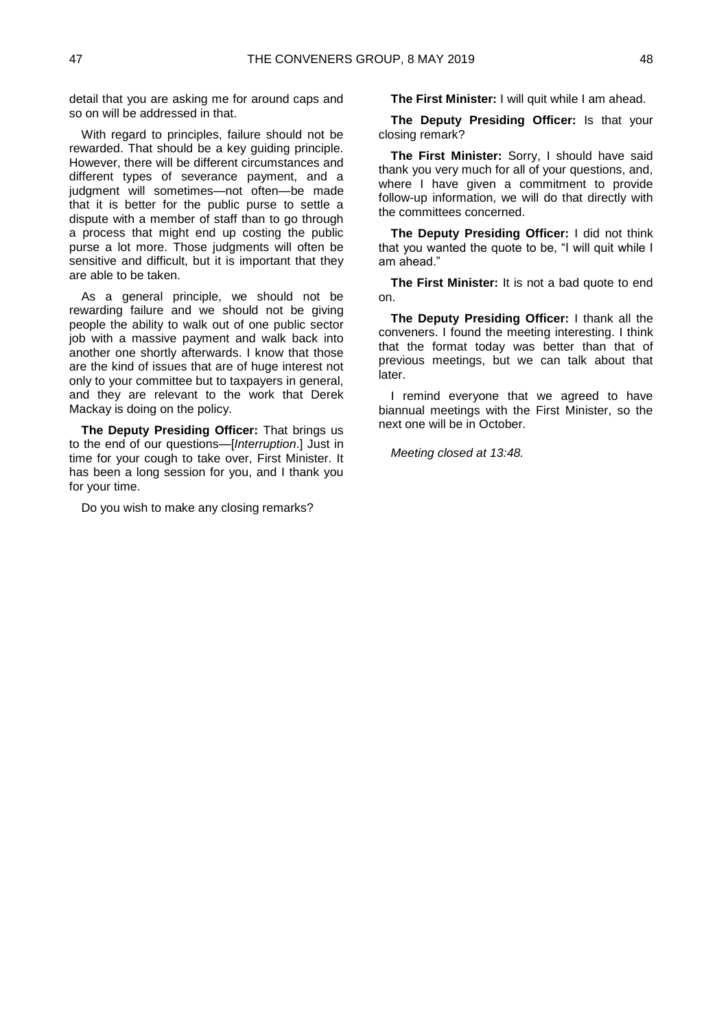detail that you are asking me for around caps and so on will be addressed in that.

With regard to principles, failure should not be rewarded. That should be a key guiding principle. However, there will be different circumstances and different types of severance payment, and a judgment will sometimes—not often—be made that it is better for the public purse to settle a dispute with a member of staff than to go through a process that might end up costing the public purse a lot more. Those judgments will often be sensitive and difficult, but it is important that they are able to be taken.

As a general principle, we should not be rewarding failure and we should not be giving people the ability to walk out of one public sector job with a massive payment and walk back into another one shortly afterwards. I know that those are the kind of issues that are of huge interest not only to your committee but to taxpayers in general, and they are relevant to the work that Derek Mackay is doing on the policy.

**The Deputy Presiding Officer:** That brings us to the end of our questions—[*Interruption*.] Just in time for your cough to take over, First Minister. It has been a long session for you, and I thank you for your time.

Do you wish to make any closing remarks?

**The First Minister:** I will quit while I am ahead.

**The Deputy Presiding Officer:** Is that your closing remark?

**The First Minister:** Sorry, I should have said thank you very much for all of your questions, and, where I have given a commitment to provide follow-up information, we will do that directly with the committees concerned.

**The Deputy Presiding Officer:** I did not think that you wanted the quote to be, "I will quit while I am ahead."

**The First Minister:** It is not a bad quote to end on.

**The Deputy Presiding Officer:** I thank all the conveners. I found the meeting interesting. I think that the format today was better than that of previous meetings, but we can talk about that later.

I remind everyone that we agreed to have biannual meetings with the First Minister, so the next one will be in October.

*Meeting closed at 13:48.*